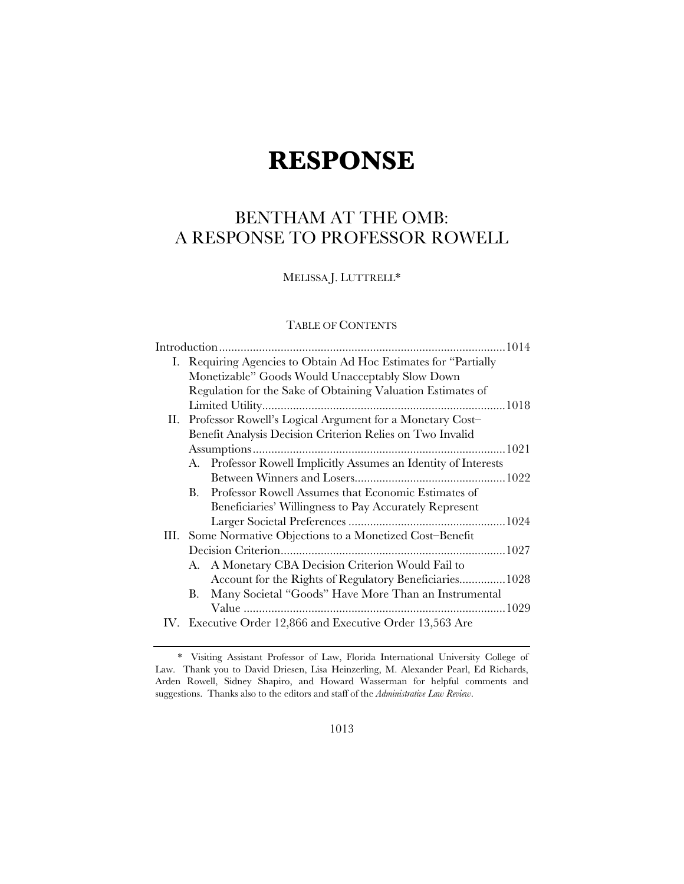# RESPONSE

## BENTHAM AT THE OMB: A RESPONSE TO PROFESSOR ROWELL

MELISSA J. LUTTRELL*

TABLE OF CONTENTS

Introduction ............................................................................................1014

I. Requiring Agencies to Obtain Ad Hoc Estimates for "Partially Monetizable" Goods Would Unacceptably Slow Down Regulation for the Sake of Obtaining Valuation Estimates of Limited Utility..............................................................................1018

II. Professor Rowell's Logical Argument for a Monetary Cost–Benefit Analysis Decision Criterion Relies on Two Invalid Assumptions..................................................................................1021

   A. Professor Rowell Implicitly Assumes an Identity of Interests Between Winners and Losers.................................................1022

   B. Professor Rowell Assumes that Economic Estimates of Beneficiaries' Willingness to Pay Accurately Represent Larger Societal Preferences ...................................................1024

III. Some Normative Objections to a Monetized Cost–Benefit Decision Criterion.........................................................................1027

   A. A Monetary CBA Decision Criterion Would Fail to Account for the Rights of Regulatory Beneficiaries...............1028

   B. Many Societal "Goods" Have More Than an Instrumental Value .....................................................................................1029

IV. Executive Order 12,866 and Executive Order 13,563 Are

---

\* Visiting Assistant Professor of Law, Florida International University College of Law. Thank you to David Driesen, Lisa Heinzerling, M. Alexander Pearl, Ed Richards, Arden Rowell, Sidney Shapiro, and Howard Wasserman for helpful comments and suggestions. Thanks also to the editors and staff of the *Administrative Law Review*.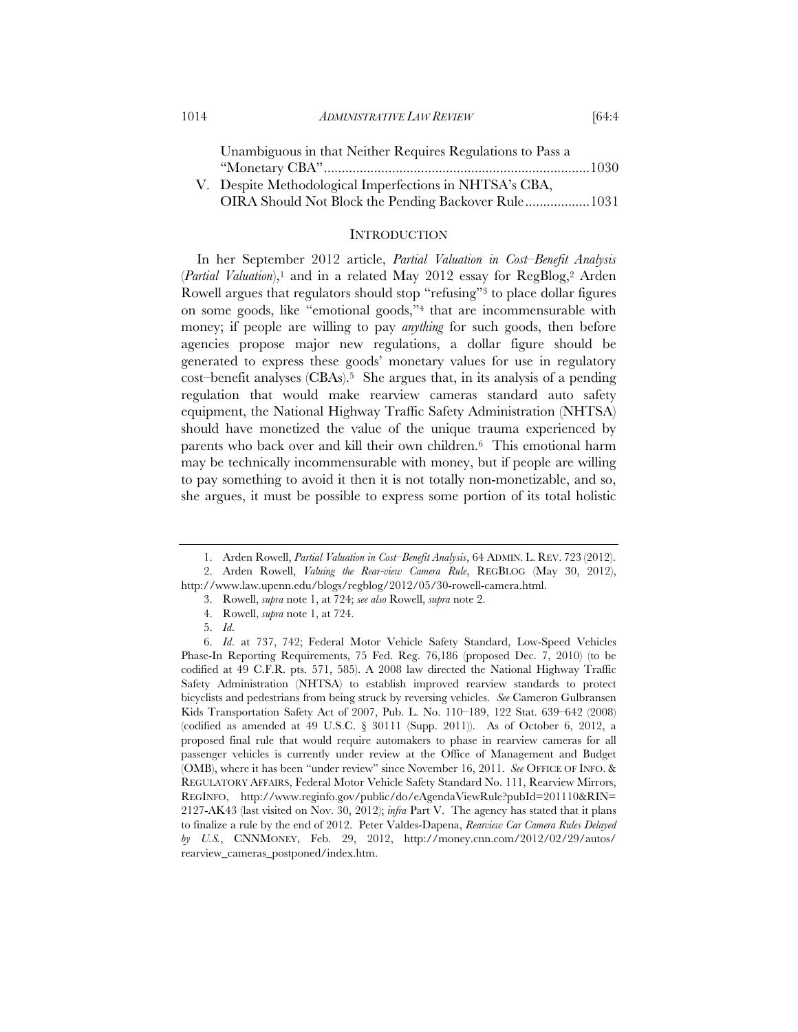Unambiguous in that Neither Requires Regulations to Pass a "Monetary CBA" ......................................................................... 1030

V. Despite Methodological Imperfections in NHTSA's CBA, OIRA Should Not Block the Pending Backover Rule .................. 1031

## INTRODUCTION

In her September 2012 article, *Partial Valuation in Cost–Benefit Analysis* (*Partial Valuation*),[1] and in a related May 2012 essay for RegBlog,[2] Arden Rowell argues that regulators should stop "refusing"[3] to place dollar figures on some goods, like "emotional goods,"[4] that are incommensurable with money; if people are willing to pay *anything* for such goods, then before agencies propose major new regulations, a dollar figure should be generated to express these goods' monetary values for use in regulatory cost–benefit analyses (CBAs).[5] She argues that, in its analysis of a pending regulation that would make rearview cameras standard auto safety equipment, the National Highway Traffic Safety Administration (NHTSA) should have monetized the value of the unique trauma experienced by parents who back over and kill their own children.[6] This emotional harm may be technically incommensurable with money, but if people are willing to pay something to avoid it then it is not totally non-monetizable, and so, she argues, it must be possible to express some portion of its total holistic

---

1. Arden Rowell, *Partial Valuation in Cost–Benefit Analysis*, 64 ADMIN. L. REV. 723 (2012).

2. Arden Rowell, *Valuing the Rear-view Camera Rule*, REGBLOG (May 30, 2012), http://www.law.upenn.edu/blogs/regblog/2012/05/30-rowell-camera.html.

3. Rowell, *supra* note 1, at 724; *see also* Rowell, *supra* note 2.

4. Rowell, *supra* note 1, at 724.

5. *Id.*

6. *Id.* at 737, 742; Federal Motor Vehicle Safety Standard, Low-Speed Vehicles Phase-In Reporting Requirements, 75 Fed. Reg. 76,186 (proposed Dec. 7, 2010) (to be codified at 49 C.F.R. pts. 571, 585). A 2008 law directed the National Highway Traffic Safety Administration (NHTSA) to establish improved rearview standards to protect bicyclists and pedestrians from being struck by reversing vehicles. *See* Cameron Gulbransen Kids Transportation Safety Act of 2007, Pub. L. No. 110–189, 122 Stat. 639–642 (2008) (codified as amended at 49 U.S.C. § 30111 (Supp. 2011)). As of October 6, 2012, a proposed final rule that would require automakers to phase in rearview cameras for all passenger vehicles is currently under review at the Office of Management and Budget (OMB), where it has been "under review" since November 16, 2011. *See* OFFICE OF INFO. & REGULATORY AFFAIRS, Federal Motor Vehicle Safety Standard No. 111, Rearview Mirrors, REGINFO, http://www.reginfo.gov/public/do/eAgendaViewRule?pubId=201110&RIN=2127-AK43 (last visited on Nov. 30, 2012); *infra* Part V. The agency has stated that it plans to finalize a rule by the end of 2012. Peter Valdes-Dapena, *Rearview Car Camera Rules Delayed by U.S.*, CNNMONEY, Feb. 29, 2012, http://money.cnn.com/2012/02/29/autos/rearview_cameras_postponed/index.htm.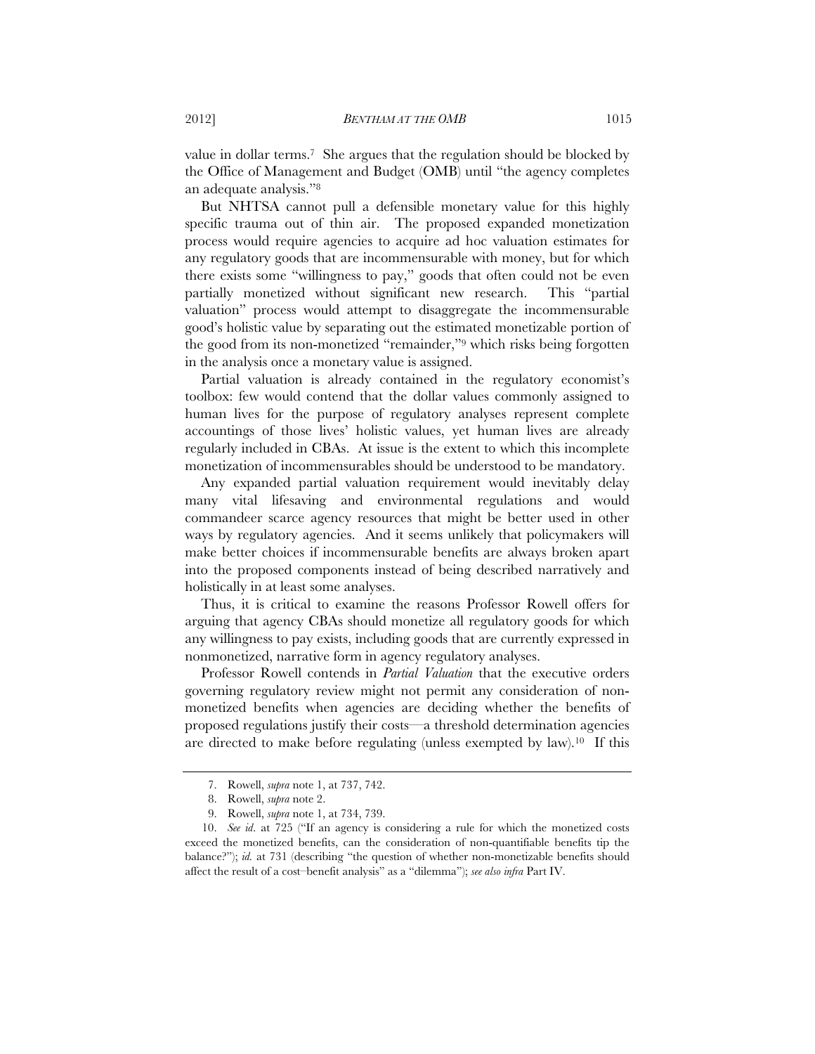value in dollar terms.[7] She argues that the regulation should be blocked by the Office of Management and Budget (OMB) until "the agency completes an adequate analysis."[8]

But NHTSA cannot pull a defensible monetary value for this highly specific trauma out of thin air. The proposed expanded monetization process would require agencies to acquire ad hoc valuation estimates for any regulatory goods that are incommensurable with money, but for which there exists some "willingness to pay," goods that often could not be even partially monetized without significant new research. This "partial valuation" process would attempt to disaggregate the incommensurable good's holistic value by separating out the estimated monetizable portion of the good from its non-monetized "remainder,"[9] which risks being forgotten in the analysis once a monetary value is assigned.

Partial valuation is already contained in the regulatory economist's toolbox: few would contend that the dollar values commonly assigned to human lives for the purpose of regulatory analyses represent complete accountings of those lives' holistic values, yet human lives are already regularly included in CBAs. At issue is the extent to which this incomplete monetization of incommensurables should be understood to be mandatory.

Any expanded partial valuation requirement would inevitably delay many vital lifesaving and environmental regulations and would commandeer scarce agency resources that might be better used in other ways by regulatory agencies. And it seems unlikely that policymakers will make better choices if incommensurable benefits are always broken apart into the proposed components instead of being described narratively and holistically in at least some analyses.

Thus, it is critical to examine the reasons Professor Rowell offers for arguing that agency CBAs should monetize all regulatory goods for which any willingness to pay exists, including goods that are currently expressed in nonmonetized, narrative form in agency regulatory analyses.

Professor Rowell contends in *Partial Valuation* that the executive orders governing regulatory review might not permit any consideration of non-monetized benefits when agencies are deciding whether the benefits of proposed regulations justify their costs—a threshold determination agencies are directed to make before regulating (unless exempted by law).[10] If this

---

7. Rowell, *supra* note 1, at 737, 742.

8. Rowell, *supra* note 2.

9. Rowell, *supra* note 1, at 734, 739.

10. *See id*. at 725 ("If an agency is considering a rule for which the monetized costs exceed the monetized benefits, can the consideration of non-quantifiable benefits tip the balance?"); *id.* at 731 (describing "the question of whether non-monetizable benefits should affect the result of a cost–benefit analysis" as a "dilemma"); *see also infra* Part IV.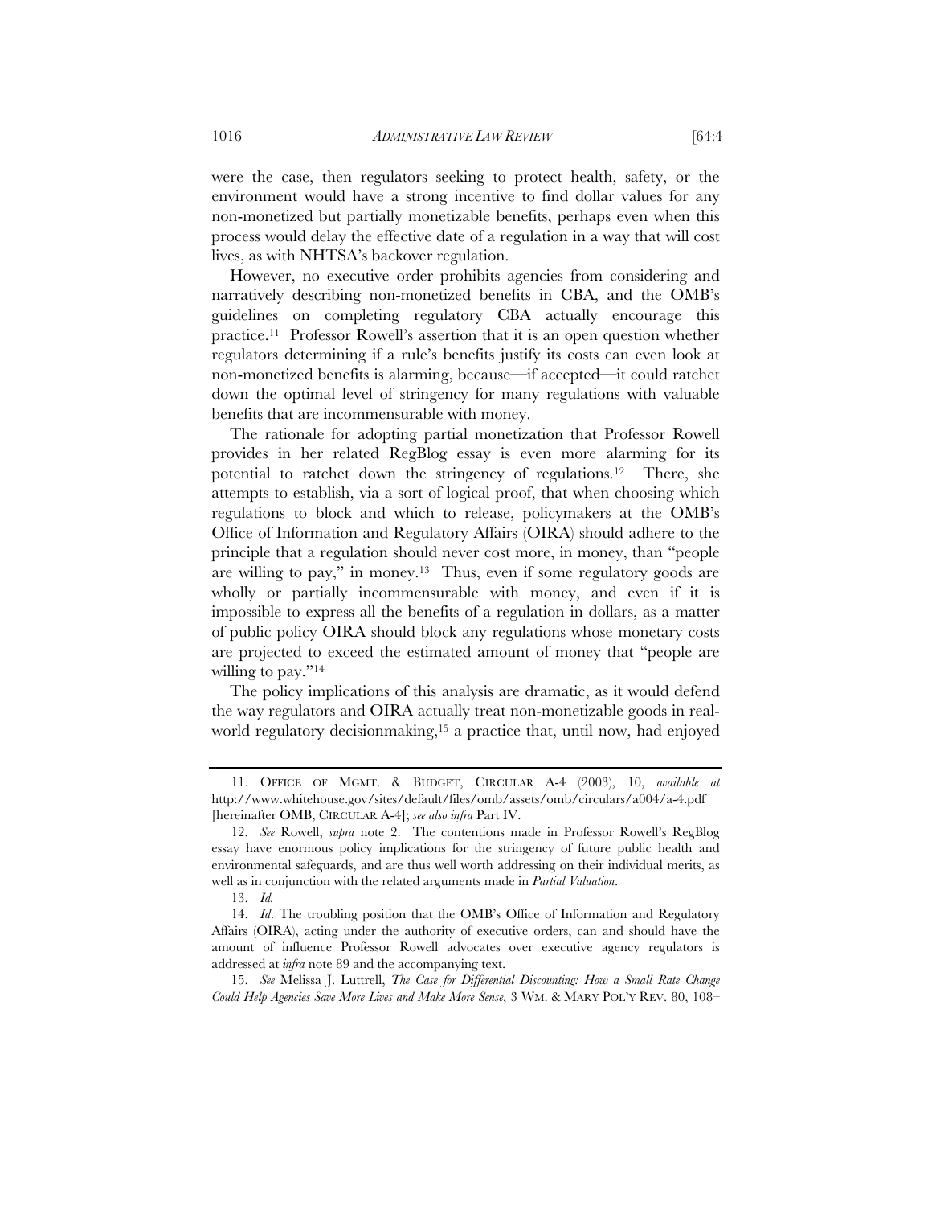were the case, then regulators seeking to protect health, safety, or the environment would have a strong incentive to find dollar values for any non-monetized but partially monetizable benefits, perhaps even when this process would delay the effective date of a regulation in a way that will cost lives, as with NHTSA's backover regulation.

However, no executive order prohibits agencies from considering and narratively describing non-monetized benefits in CBA, and the OMB's guidelines on completing regulatory CBA actually encourage this practice.[11] Professor Rowell's assertion that it is an open question whether regulators determining if a rule's benefits justify its costs can even look at non-monetized benefits is alarming, because—if accepted—it could ratchet down the optimal level of stringency for many regulations with valuable benefits that are incommensurable with money.

The rationale for adopting partial monetization that Professor Rowell provides in her related RegBlog essay is even more alarming for its potential to ratchet down the stringency of regulations.[12] There, she attempts to establish, via a sort of logical proof, that when choosing which regulations to block and which to release, policymakers at the OMB's Office of Information and Regulatory Affairs (OIRA) should adhere to the principle that a regulation should never cost more, in money, than "people are willing to pay," in money.[13] Thus, even if some regulatory goods are wholly or partially incommensurable with money, and even if it is impossible to express all the benefits of a regulation in dollars, as a matter of public policy OIRA should block any regulations whose monetary costs are projected to exceed the estimated amount of money that "people are willing to pay."[14]

The policy implications of this analysis are dramatic, as it would defend the way regulators and OIRA actually treat non-monetizable goods in real-world regulatory decisionmaking,[15] a practice that, until now, had enjoyed

---

11. OFFICE OF MGMT. & BUDGET, CIRCULAR A-4 (2003), 10, *available at* http://www.whitehouse.gov/sites/default/files/omb/assets/omb/circulars/a004/a-4.pdf [hereinafter OMB, CIRCULAR A-4]; *see also infra* Part IV.

12. *See* Rowell, *supra* note 2. The contentions made in Professor Rowell's RegBlog essay have enormous policy implications for the stringency of future public health and environmental safeguards, and are thus well worth addressing on their individual merits, as well as in conjunction with the related arguments made in *Partial Valuation*.

13. *Id.*

14. *Id*. The troubling position that the OMB's Office of Information and Regulatory Affairs (OIRA), acting under the authority of executive orders, can and should have the amount of influence Professor Rowell advocates over executive agency regulators is addressed at *infra* note 89 and the accompanying text.

15. *See* Melissa J. Luttrell, *The Case for Differential Discounting: How a Small Rate Change Could Help Agencies Save More Lives and Make More Sense*, 3 WM. & MARY POL'Y REV. 80, 108–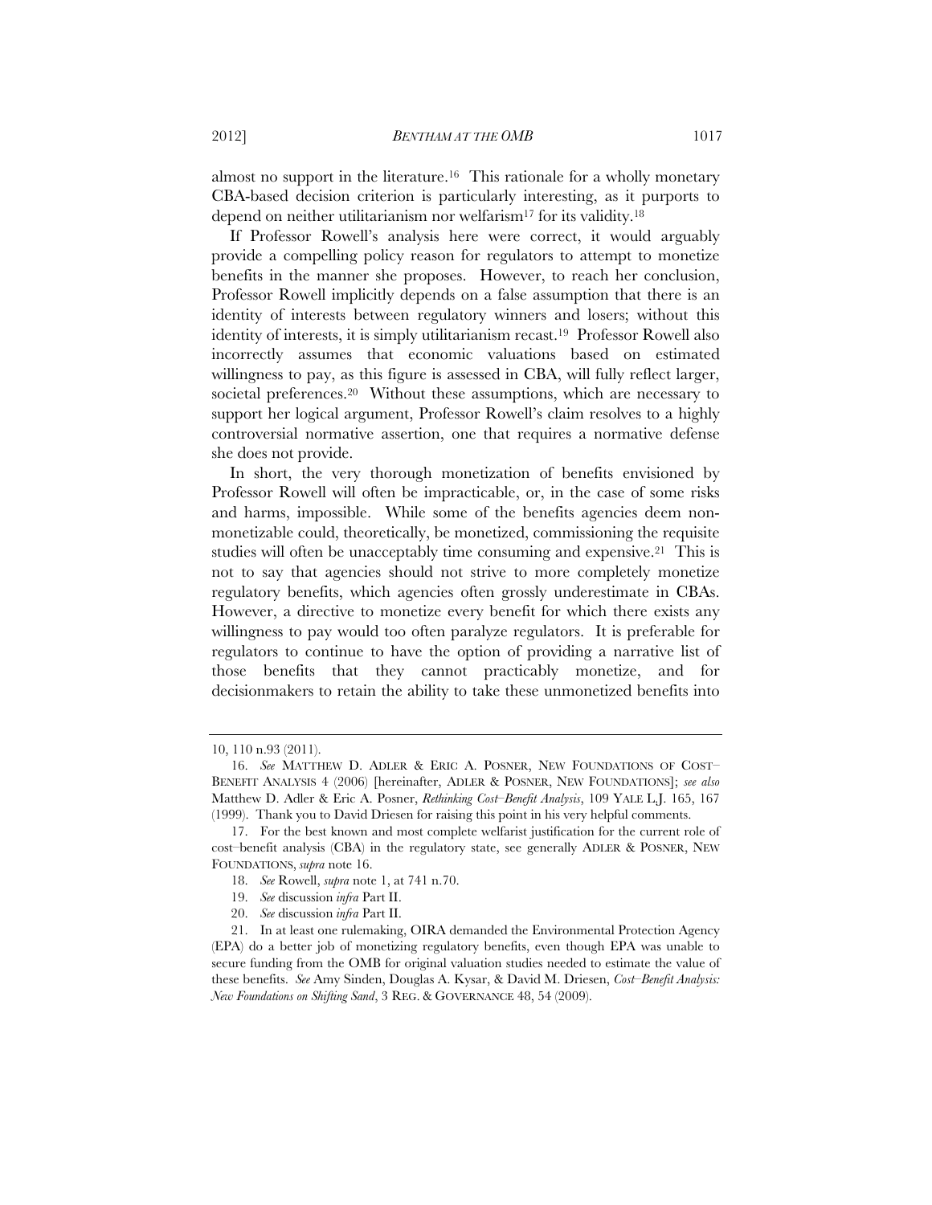almost no support in the literature.[16] This rationale for a wholly monetary CBA-based decision criterion is particularly interesting, as it purports to depend on neither utilitarianism nor welfarism[17] for its validity.[18]

If Professor Rowell's analysis here were correct, it would arguably provide a compelling policy reason for regulators to attempt to monetize benefits in the manner she proposes. However, to reach her conclusion, Professor Rowell implicitly depends on a false assumption that there is an identity of interests between regulatory winners and losers; without this identity of interests, it is simply utilitarianism recast.[19] Professor Rowell also incorrectly assumes that economic valuations based on estimated willingness to pay, as this figure is assessed in CBA, will fully reflect larger, societal preferences.[20] Without these assumptions, which are necessary to support her logical argument, Professor Rowell's claim resolves to a highly controversial normative assertion, one that requires a normative defense she does not provide.

In short, the very thorough monetization of benefits envisioned by Professor Rowell will often be impracticable, or, in the case of some risks and harms, impossible. While some of the benefits agencies deem non-monetizable could, theoretically, be monetized, commissioning the requisite studies will often be unacceptably time consuming and expensive.[21] This is not to say that agencies should not strive to more completely monetize regulatory benefits, which agencies often grossly underestimate in CBAs. However, a directive to monetize every benefit for which there exists any willingness to pay would too often paralyze regulators. It is preferable for regulators to continue to have the option of providing a narrative list of those benefits that they cannot practicably monetize, and for decisionmakers to retain the ability to take these unmonetized benefits into

---

10, 110 n.93 (2011).

16. *See* MATTHEW D. ADLER & ERIC A. POSNER, NEW FOUNDATIONS OF COST–BENEFIT ANALYSIS 4 (2006) [hereinafter, ADLER & POSNER, NEW FOUNDATIONS]; *see also* Matthew D. Adler & Eric A. Posner, *Rethinking Cost–Benefit Analysis*, 109 YALE L.J. 165, 167 (1999). Thank you to David Driesen for raising this point in his very helpful comments.

17. For the best known and most complete welfarist justification for the current role of cost–benefit analysis (CBA) in the regulatory state, see generally ADLER & POSNER, NEW FOUNDATIONS, *supra* note 16.

18. *See* Rowell, *supra* note 1, at 741 n.70.

19. *See* discussion *infra* Part II.

20. *See* discussion *infra* Part II.

21. In at least one rulemaking, OIRA demanded the Environmental Protection Agency (EPA) do a better job of monetizing regulatory benefits, even though EPA was unable to secure funding from the OMB for original valuation studies needed to estimate the value of these benefits. *See* Amy Sinden, Douglas A. Kysar, & David M. Driesen, *Cost–Benefit Analysis: New Foundations on Shifting Sand*, 3 REG. & GOVERNANCE 48, 54 (2009).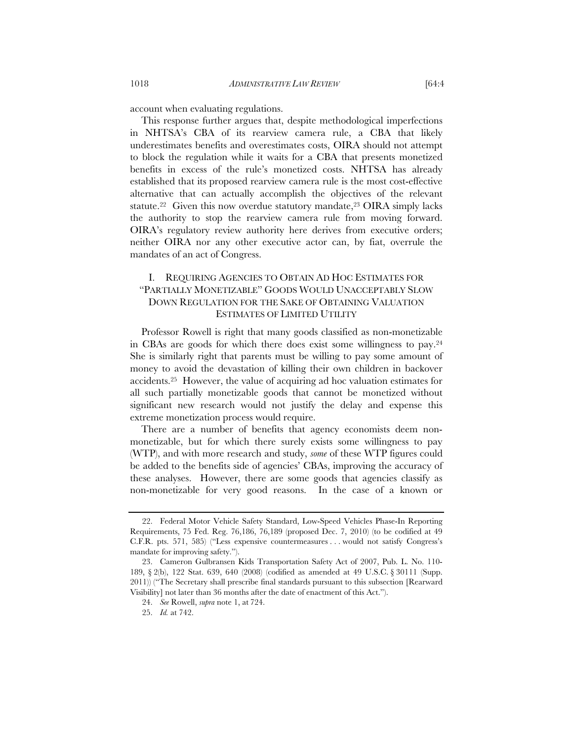account when evaluating regulations.

This response further argues that, despite methodological imperfections in NHTSA's CBA of its rearview camera rule, a CBA that likely underestimates benefits and overestimates costs, OIRA should not attempt to block the regulation while it waits for a CBA that presents monetized benefits in excess of the rule's monetized costs. NHTSA has already established that its proposed rearview camera rule is the most cost-effective alternative that can actually accomplish the objectives of the relevant statute.[22] Given this now overdue statutory mandate,[23] OIRA simply lacks the authority to stop the rearview camera rule from moving forward. OIRA's regulatory review authority here derives from executive orders; neither OIRA nor any other executive actor can, by fiat, overrule the mandates of an act of Congress.

## I. REQUIRING AGENCIES TO OBTAIN AD HOC ESTIMATES FOR "PARTIALLY MONETIZABLE" GOODS WOULD UNACCEPTABLY SLOW DOWN REGULATION FOR THE SAKE OF OBTAINING VALUATION ESTIMATES OF LIMITED UTILITY

Professor Rowell is right that many goods classified as non-monetizable in CBAs are goods for which there does exist some willingness to pay.[24] She is similarly right that parents must be willing to pay some amount of money to avoid the devastation of killing their own children in backover accidents.[25] However, the value of acquiring ad hoc valuation estimates for all such partially monetizable goods that cannot be monetized without significant new research would not justify the delay and expense this extreme monetization process would require.

There are a number of benefits that agency economists deem non-monetizable, but for which there surely exists some willingness to pay (WTP), and with more research and study, *some* of these WTP figures could be added to the benefits side of agencies' CBAs, improving the accuracy of these analyses. However, there are some goods that agencies classify as non-monetizable for very good reasons. In the case of a known or

---

22. Federal Motor Vehicle Safety Standard, Low-Speed Vehicles Phase-In Reporting Requirements, 75 Fed. Reg. 76,186, 76,189 (proposed Dec. 7, 2010) (to be codified at 49 C.F.R. pts. 571, 585) ("Less expensive countermeasures . . . would not satisfy Congress's mandate for improving safety.").

23. Cameron Gulbransen Kids Transportation Safety Act of 2007, Pub. L. No. 110-189, § 2(b), 122 Stat. 639, 640 (2008) (codified as amended at 49 U.S.C. § 30111 (Supp. 2011)) ("The Secretary shall prescribe final standards pursuant to this subsection [Rearward Visibility] not later than 36 months after the date of enactment of this Act.").

24. *See* Rowell, *supra* note 1, at 724.

25. *Id.* at 742.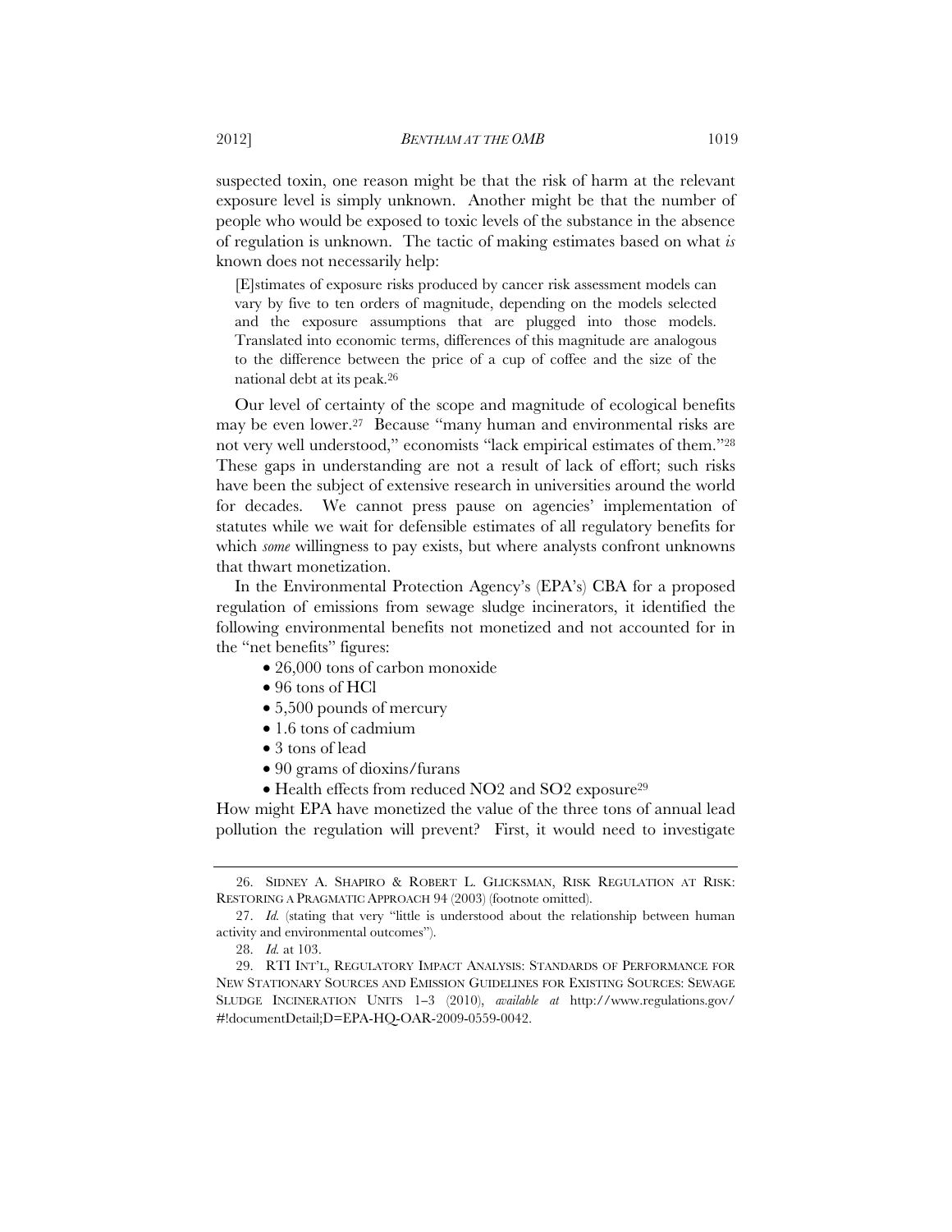suspected toxin, one reason might be that the risk of harm at the relevant exposure level is simply unknown. Another might be that the number of people who would be exposed to toxic levels of the substance in the absence of regulation is unknown. The tactic of making estimates based on what *is* known does not necessarily help:

> [E]stimates of exposure risks produced by cancer risk assessment models can vary by five to ten orders of magnitude, depending on the models selected and the exposure assumptions that are plugged into those models. Translated into economic terms, differences of this magnitude are analogous to the difference between the price of a cup of coffee and the size of the national debt at its peak.[26]

Our level of certainty of the scope and magnitude of ecological benefits may be even lower.[27] Because "many human and environmental risks are not very well understood," economists "lack empirical estimates of them."[28] These gaps in understanding are not a result of lack of effort; such risks have been the subject of extensive research in universities around the world for decades. We cannot press pause on agencies' implementation of statutes while we wait for defensible estimates of all regulatory benefits for which *some* willingness to pay exists, but where analysts confront unknowns that thwart monetization.

In the Environmental Protection Agency's (EPA's) CBA for a proposed regulation of emissions from sewage sludge incinerators, it identified the following environmental benefits not monetized and not accounted for in the "net benefits" figures:

- 26,000 tons of carbon monoxide
- 96 tons of HCl
- 5,500 pounds of mercury
- 1.6 tons of cadmium
- 3 tons of lead
- 90 grams of dioxins/furans
- Health effects from reduced NO2 and SO2 exposure[29]

How might EPA have monetized the value of the three tons of annual lead pollution the regulation will prevent? First, it would need to investigate

---

26. SIDNEY A. SHAPIRO & ROBERT L. GLICKSMAN, RISK REGULATION AT RISK: RESTORING A PRAGMATIC APPROACH 94 (2003) (footnote omitted).

27. *Id.* (stating that very "little is understood about the relationship between human activity and environmental outcomes").

28. *Id.* at 103.

29. RTI INT'L, REGULATORY IMPACT ANALYSIS: STANDARDS OF PERFORMANCE FOR NEW STATIONARY SOURCES AND EMISSION GUIDELINES FOR EXISTING SOURCES: SEWAGE SLUDGE INCINERATION UNITS 1–3 (2010), *available at* http://www.regulations.gov/#!documentDetail;D=EPA-HQ-OAR-2009-0559-0042.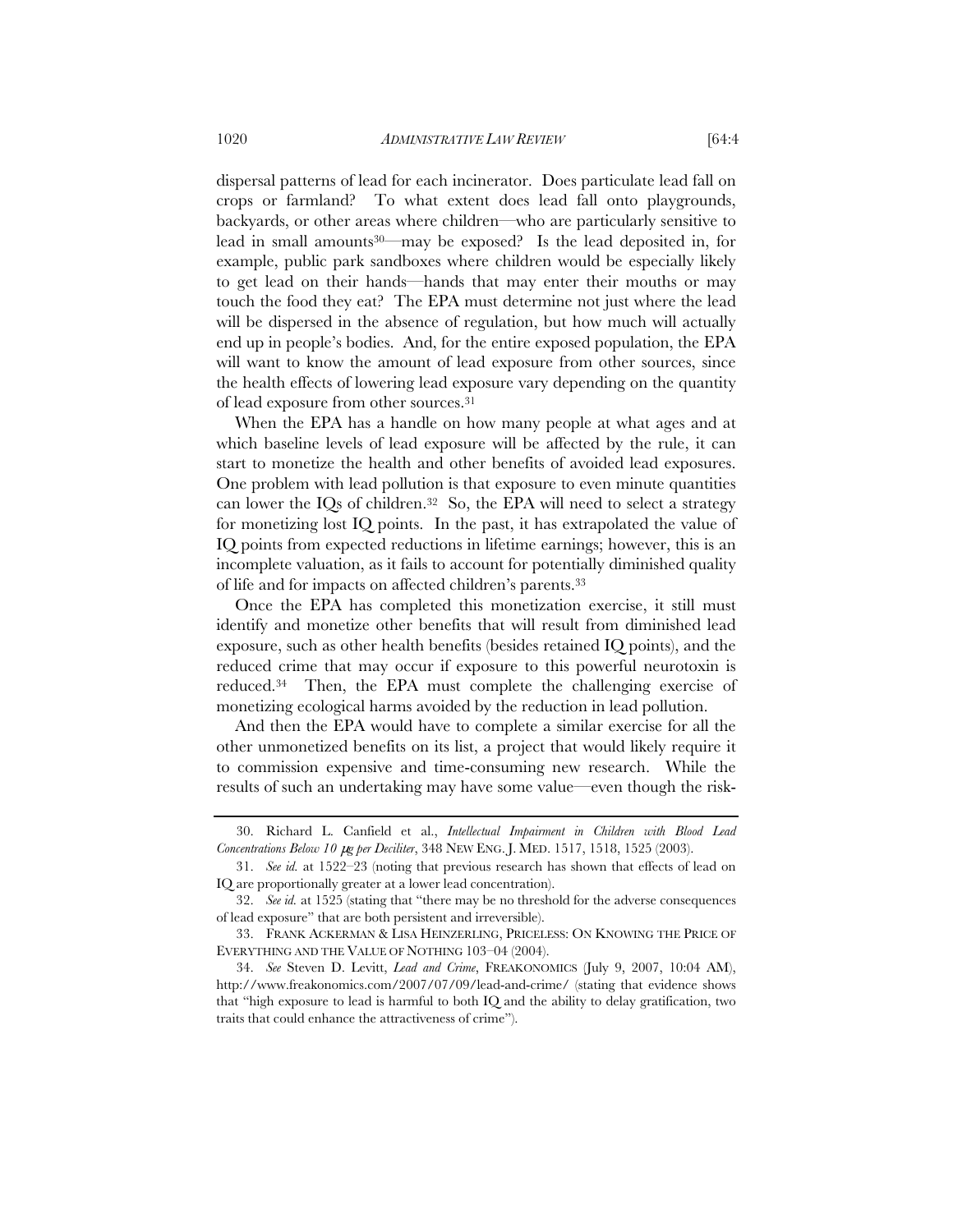dispersal patterns of lead for each incinerator. Does particulate lead fall on crops or farmland? To what extent does lead fall onto playgrounds, backyards, or other areas where children—who are particularly sensitive to lead in small amounts[30]—may be exposed? Is the lead deposited in, for example, public park sandboxes where children would be especially likely to get lead on their hands—hands that may enter their mouths or may touch the food they eat? The EPA must determine not just where the lead will be dispersed in the absence of regulation, but how much will actually end up in people's bodies. And, for the entire exposed population, the EPA will want to know the amount of lead exposure from other sources, since the health effects of lowering lead exposure vary depending on the quantity of lead exposure from other sources.[31]

When the EPA has a handle on how many people at what ages and at which baseline levels of lead exposure will be affected by the rule, it can start to monetize the health and other benefits of avoided lead exposures. One problem with lead pollution is that exposure to even minute quantities can lower the IQs of children.[32] So, the EPA will need to select a strategy for monetizing lost IQ points. In the past, it has extrapolated the value of IQ points from expected reductions in lifetime earnings; however, this is an incomplete valuation, as it fails to account for potentially diminished quality of life and for impacts on affected children's parents.[33]

Once the EPA has completed this monetization exercise, it still must identify and monetize other benefits that will result from diminished lead exposure, such as other health benefits (besides retained IQ points), and the reduced crime that may occur if exposure to this powerful neurotoxin is reduced.[34] Then, the EPA must complete the challenging exercise of monetizing ecological harms avoided by the reduction in lead pollution.

And then the EPA would have to complete a similar exercise for all the other unmonetized benefits on its list, a project that would likely require it to commission expensive and time-consuming new research. While the results of such an undertaking may have some value—even though the risk-

---

30. Richard L. Canfield et al., *Intellectual Impairment in Children with Blood Lead Concentrations Below 10 μg per Deciliter*, 348 NEW ENG. J. MED. 1517, 1518, 1525 (2003).

31. *See id.* at 1522–23 (noting that previous research has shown that effects of lead on IQ are proportionally greater at a lower lead concentration).

32. *See id.* at 1525 (stating that "there may be no threshold for the adverse consequences of lead exposure" that are both persistent and irreversible).

33. FRANK ACKERMAN & LISA HEINZERLING, PRICELESS: ON KNOWING THE PRICE OF EVERYTHING AND THE VALUE OF NOTHING 103–04 (2004).

34. *See* Steven D. Levitt, *Lead and Crime*, FREAKONOMICS (July 9, 2007, 10:04 AM), http://www.freakonomics.com/2007/07/09/lead-and-crime/ (stating that evidence shows that "high exposure to lead is harmful to both IQ and the ability to delay gratification, two traits that could enhance the attractiveness of crime").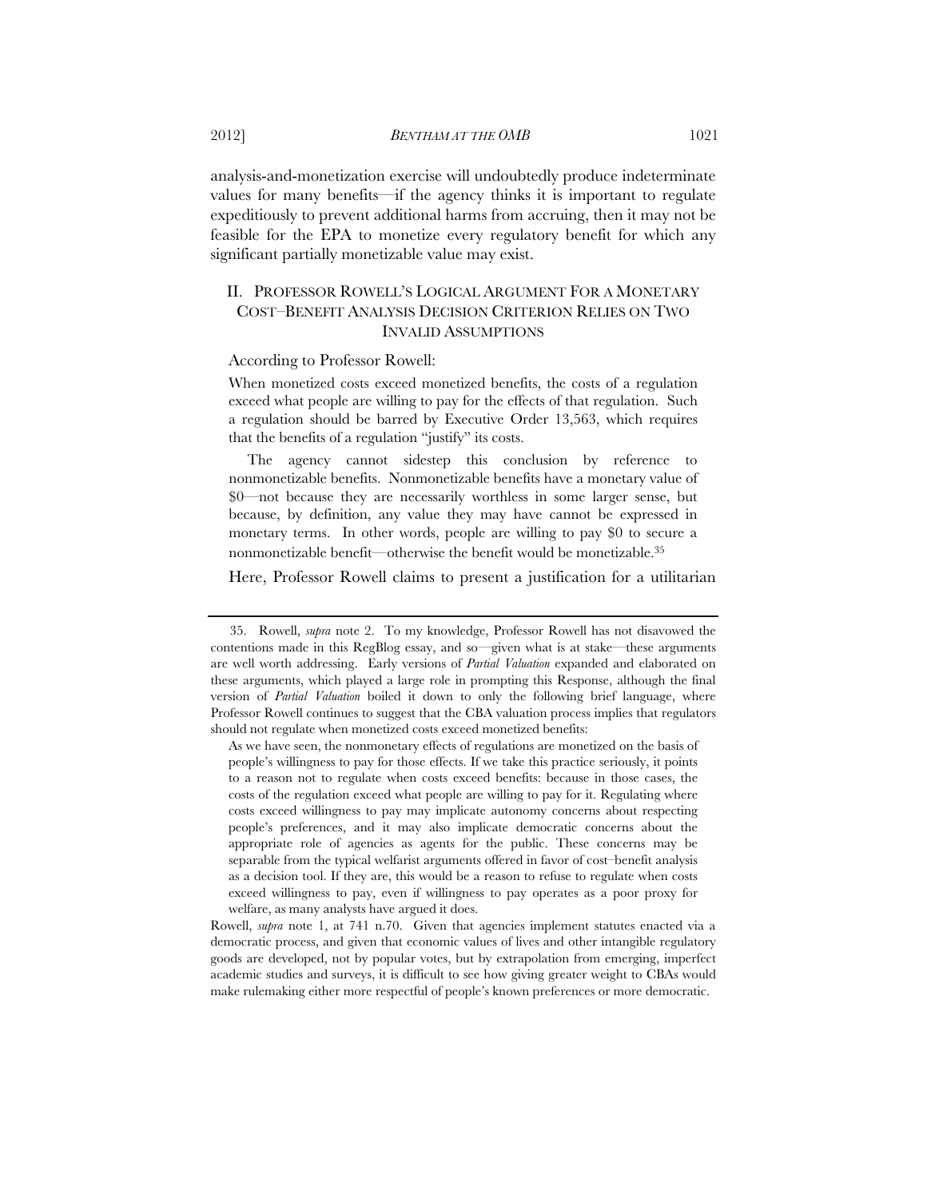analysis-and-monetization exercise will undoubtedly produce indeterminate values for many benefits—if the agency thinks it is important to regulate expeditiously to prevent additional harms from accruing, then it may not be feasible for the EPA to monetize every regulatory benefit for which any significant partially monetizable value may exist.

## II. PROFESSOR ROWELL'S LOGICAL ARGUMENT FOR A MONETARY COST–BENEFIT ANALYSIS DECISION CRITERION RELIES ON TWO INVALID ASSUMPTIONS

According to Professor Rowell:

> When monetized costs exceed monetized benefits, the costs of a regulation exceed what people are willing to pay for the effects of that regulation. Such a regulation should be barred by Executive Order 13,563, which requires that the benefits of a regulation "justify" its costs.
>
> The agency cannot sidestep this conclusion by reference to nonmonetizable benefits. Nonmonetizable benefits have a monetary value of \$0—not because they are necessarily worthless in some larger sense, but because, by definition, any value they may have cannot be expressed in monetary terms. In other words, people are willing to pay \$0 to secure a nonmonetizable benefit—otherwise the benefit would be monetizable.[35]

Here, Professor Rowell claims to present a justification for a utilitarian

---

35. Rowell, *supra* note 2. To my knowledge, Professor Rowell has not disavowed the contentions made in this RegBlog essay, and so—given what is at stake—these arguments are well worth addressing. Early versions of *Partial Valuation* expanded and elaborated on these arguments, which played a large role in prompting this Response, although the final version of *Partial Valuation* boiled it down to only the following brief language, where Professor Rowell continues to suggest that the CBA valuation process implies that regulators should not regulate when monetized costs exceed monetized benefits:

> As we have seen, the nonmonetary effects of regulations are monetized on the basis of people's willingness to pay for those effects. If we take this practice seriously, it points to a reason not to regulate when costs exceed benefits: because in those cases, the costs of the regulation exceed what people are willing to pay for it. Regulating where costs exceed willingness to pay may implicate autonomy concerns about respecting people's preferences, and it may also implicate democratic concerns about the appropriate role of agencies as agents for the public. These concerns may be separable from the typical welfarist arguments offered in favor of cost–benefit analysis as a decision tool. If they are, this would be a reason to refuse to regulate when costs exceed willingness to pay, even if willingness to pay operates as a poor proxy for welfare, as many analysts have argued it does.

Rowell, *supra* note 1, at 741 n.70. Given that agencies implement statutes enacted via a democratic process, and given that economic values of lives and other intangible regulatory goods are developed, not by popular votes, but by extrapolation from emerging, imperfect academic studies and surveys, it is difficult to see how giving greater weight to CBAs would make rulemaking either more respectful of people's known preferences or more democratic.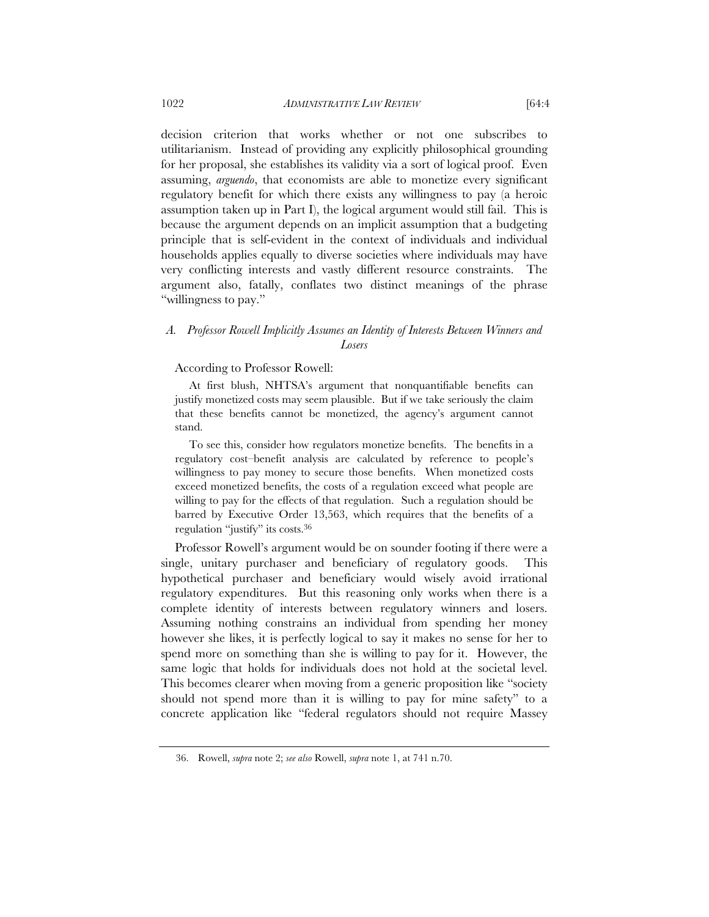decision criterion that works whether or not one subscribes to utilitarianism. Instead of providing any explicitly philosophical grounding for her proposal, she establishes its validity via a sort of logical proof. Even assuming, *arguendo*, that economists are able to monetize every significant regulatory benefit for which there exists any willingness to pay (a heroic assumption taken up in Part I), the logical argument would still fail. This is because the argument depends on an implicit assumption that a budgeting principle that is self-evident in the context of individuals and individual households applies equally to diverse societies where individuals may have very conflicting interests and vastly different resource constraints. The argument also, fatally, conflates two distinct meanings of the phrase "willingness to pay."

### *A. Professor Rowell Implicitly Assumes an Identity of Interests Between Winners and Losers*

According to Professor Rowell:

> At first blush, NHTSA's argument that nonquantifiable benefits can justify monetized costs may seem plausible. But if we take seriously the claim that these benefits cannot be monetized, the agency's argument cannot stand.
>
> To see this, consider how regulators monetize benefits. The benefits in a regulatory cost–benefit analysis are calculated by reference to people's willingness to pay money to secure those benefits. When monetized costs exceed monetized benefits, the costs of a regulation exceed what people are willing to pay for the effects of that regulation. Such a regulation should be barred by Executive Order 13,563, which requires that the benefits of a regulation "justify" its costs.[36]

Professor Rowell's argument would be on sounder footing if there were a single, unitary purchaser and beneficiary of regulatory goods. This hypothetical purchaser and beneficiary would wisely avoid irrational regulatory expenditures. But this reasoning only works when there is a complete identity of interests between regulatory winners and losers. Assuming nothing constrains an individual from spending her money however she likes, it is perfectly logical to say it makes no sense for her to spend more on something than she is willing to pay for it. However, the same logic that holds for individuals does not hold at the societal level. This becomes clearer when moving from a generic proposition like "society should not spend more than it is willing to pay for mine safety" to a concrete application like "federal regulators should not require Massey

---

36. Rowell, *supra* note 2; *see also* Rowell, *supra* note 1, at 741 n.70.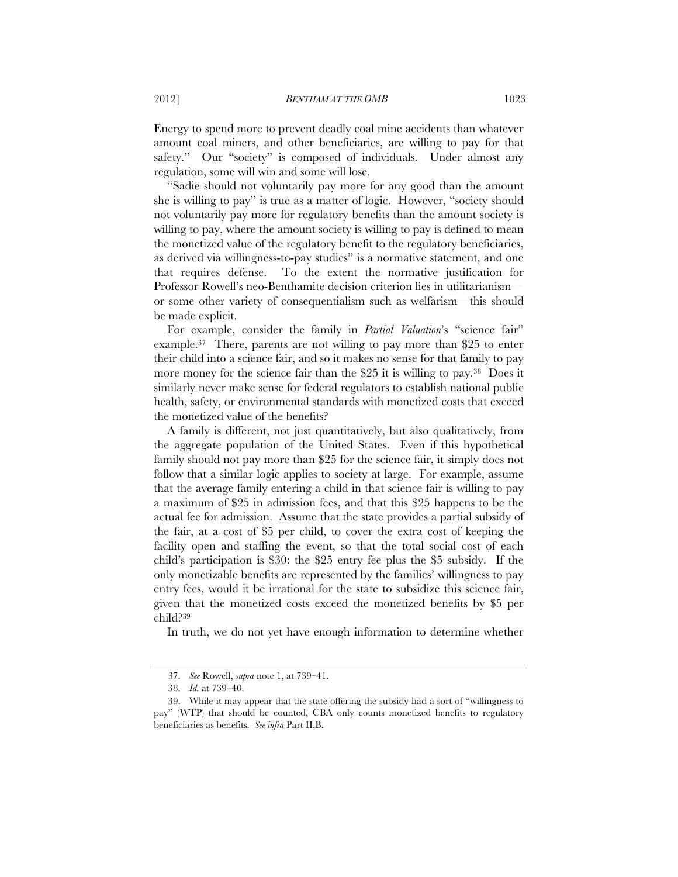Energy to spend more to prevent deadly coal mine accidents than whatever amount coal miners, and other beneficiaries, are willing to pay for that safety." Our "society" is composed of individuals. Under almost any regulation, some will win and some will lose.

"Sadie should not voluntarily pay more for any good than the amount she is willing to pay" is true as a matter of logic. However, "society should not voluntarily pay more for regulatory benefits than the amount society is willing to pay, where the amount society is willing to pay is defined to mean the monetized value of the regulatory benefit to the regulatory beneficiaries, as derived via willingness-to-pay studies" is a normative statement, and one that requires defense. To the extent the normative justification for Professor Rowell's neo-Benthamite decision criterion lies in utilitarianism—or some other variety of consequentialism such as welfarism—this should be made explicit.

For example, consider the family in *Partial Valuation*'s "science fair" example.[37] There, parents are not willing to pay more than $25 to enter their child into a science fair, and so it makes no sense for that family to pay more money for the science fair than the $25 it is willing to pay.[38] Does it similarly never make sense for federal regulators to establish national public health, safety, or environmental standards with monetized costs that exceed the monetized value of the benefits?

A family is different, not just quantitatively, but also qualitatively, from the aggregate population of the United States. Even if this hypothetical family should not pay more than $25 for the science fair, it simply does not follow that a similar logic applies to society at large. For example, assume that the average family entering a child in that science fair is willing to pay a maximum of $25 in admission fees, and that this $25 happens to be the actual fee for admission. Assume that the state provides a partial subsidy of the fair, at a cost of $5 per child, to cover the extra cost of keeping the facility open and staffing the event, so that the total social cost of each child's participation is $30: the $25 entry fee plus the $5 subsidy. If the only monetizable benefits are represented by the families' willingness to pay entry fees, would it be irrational for the state to subsidize this science fair, given that the monetized costs exceed the monetized benefits by $5 per child?[39]

In truth, we do not yet have enough information to determine whether

---

37. *See* Rowell, *supra* note 1, at 739–41.

38. *Id.* at 739–40.

39. While it may appear that the state offering the subsidy had a sort of "willingness to pay" (WTP) that should be counted, CBA only counts monetized benefits to regulatory beneficiaries as benefits. *See infra* Part II.B.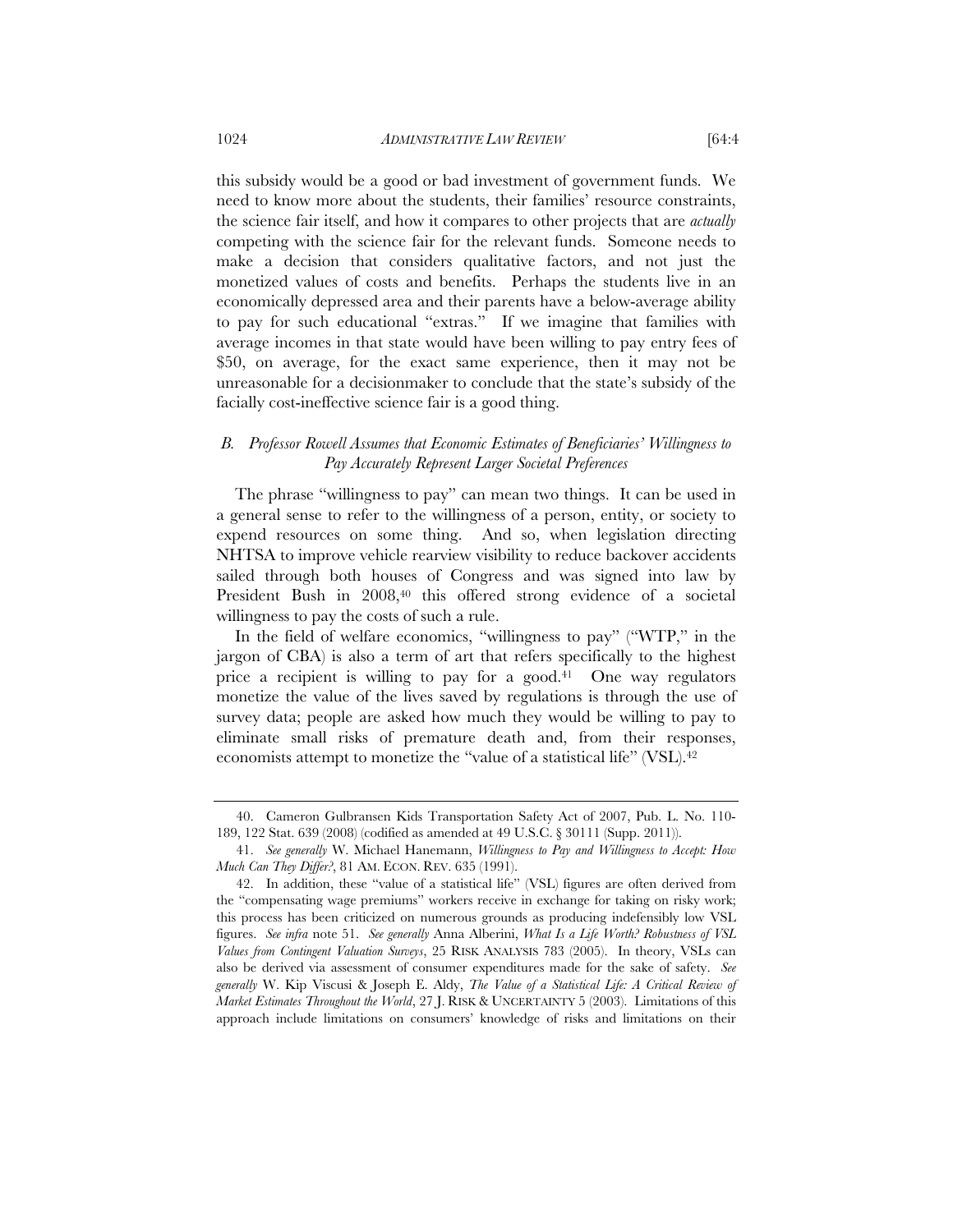this subsidy would be a good or bad investment of government funds. We need to know more about the students, their families' resource constraints, the science fair itself, and how it compares to other projects that are *actually* competing with the science fair for the relevant funds. Someone needs to make a decision that considers qualitative factors, and not just the monetized values of costs and benefits. Perhaps the students live in an economically depressed area and their parents have a below-average ability to pay for such educational "extras." If we imagine that families with average incomes in that state would have been willing to pay entry fees of $50, on average, for the exact same experience, then it may not be unreasonable for a decisionmaker to conclude that the state's subsidy of the facially cost-ineffective science fair is a good thing.

### *B. Professor Rowell Assumes that Economic Estimates of Beneficiaries' Willingness to Pay Accurately Represent Larger Societal Preferences*

The phrase "willingness to pay" can mean two things. It can be used in a general sense to refer to the willingness of a person, entity, or society to expend resources on some thing. And so, when legislation directing NHTSA to improve vehicle rearview visibility to reduce backover accidents sailed through both houses of Congress and was signed into law by President Bush in 2008,[40] this offered strong evidence of a societal willingness to pay the costs of such a rule.

In the field of welfare economics, "willingness to pay" ("WTP," in the jargon of CBA) is also a term of art that refers specifically to the highest price a recipient is willing to pay for a good.[41] One way regulators monetize the value of the lives saved by regulations is through the use of survey data; people are asked how much they would be willing to pay to eliminate small risks of premature death and, from their responses, economists attempt to monetize the "value of a statistical life" (VSL).[42]

---

40. Cameron Gulbransen Kids Transportation Safety Act of 2007, Pub. L. No. 110-189, 122 Stat. 639 (2008) (codified as amended at 49 U.S.C. § 30111 (Supp. 2011)).

41. *See generally* W. Michael Hanemann, *Willingness to Pay and Willingness to Accept: How Much Can They Differ?*, 81 AM. ECON. REV. 635 (1991).

42. In addition, these "value of a statistical life" (VSL) figures are often derived from the "compensating wage premiums" workers receive in exchange for taking on risky work; this process has been criticized on numerous grounds as producing indefensibly low VSL figures. *See infra* note 51. *See generally* Anna Alberini, *What Is a Life Worth? Robustness of VSL Values from Contingent Valuation Surveys*, 25 RISK ANALYSIS 783 (2005). In theory, VSLs can also be derived via assessment of consumer expenditures made for the sake of safety. *See generally* W. Kip Viscusi & Joseph E. Aldy, *The Value of a Statistical Life: A Critical Review of Market Estimates Throughout the World*, 27 J. RISK & UNCERTAINTY 5 (2003). Limitations of this approach include limitations on consumers' knowledge of risks and limitations on their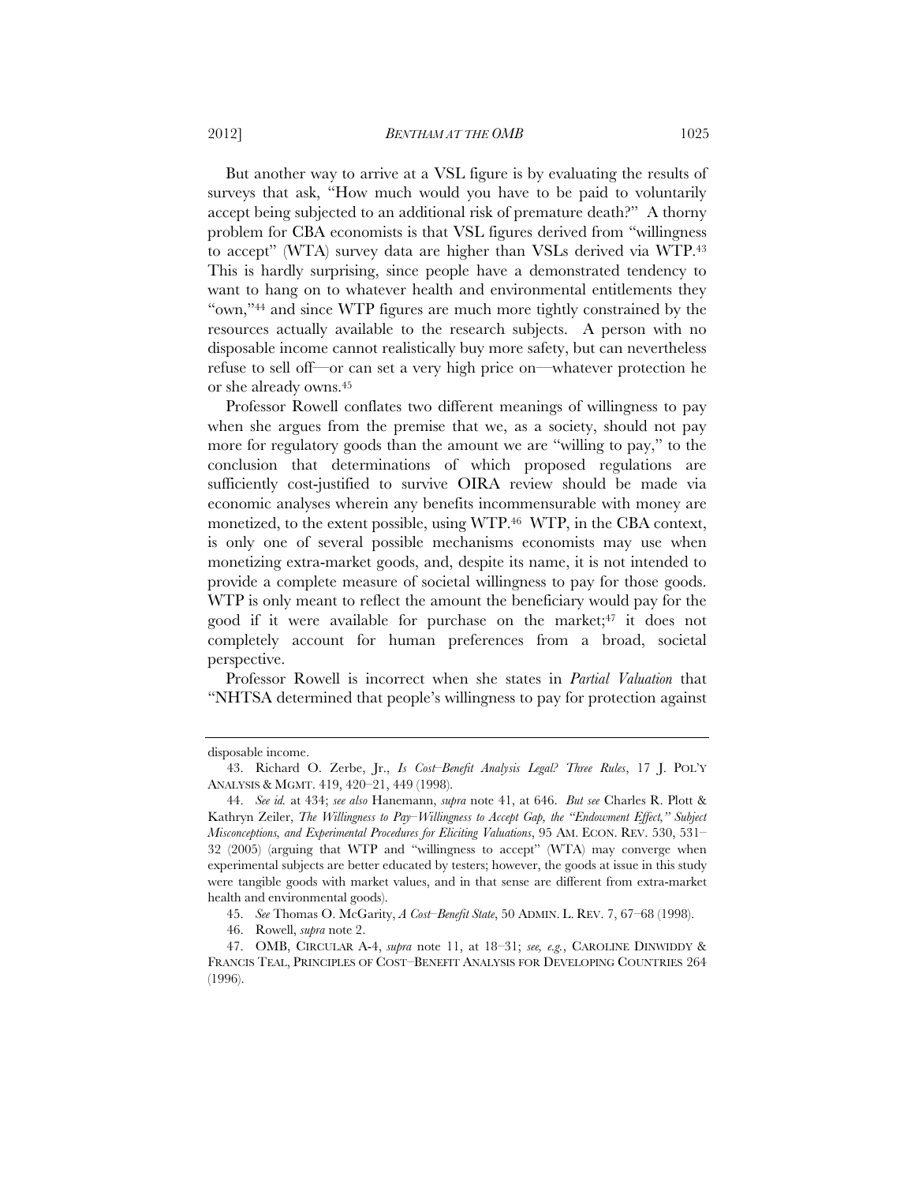But another way to arrive at a VSL figure is by evaluating the results of surveys that ask, "How much would you have to be paid to voluntarily accept being subjected to an additional risk of premature death?" A thorny problem for CBA economists is that VSL figures derived from "willingness to accept" (WTA) survey data are higher than VSLs derived via WTP.[43] This is hardly surprising, since people have a demonstrated tendency to want to hang on to whatever health and environmental entitlements they "own,"[44] and since WTP figures are much more tightly constrained by the resources actually available to the research subjects. A person with no disposable income cannot realistically buy more safety, but can nevertheless refuse to sell off—or can set a very high price on—whatever protection he or she already owns.[45]

Professor Rowell conflates two different meanings of willingness to pay when she argues from the premise that we, as a society, should not pay more for regulatory goods than the amount we are "willing to pay," to the conclusion that determinations of which proposed regulations are sufficiently cost-justified to survive OIRA review should be made via economic analyses wherein any benefits incommensurable with money are monetized, to the extent possible, using WTP.[46] WTP, in the CBA context, is only one of several possible mechanisms economists may use when monetizing extra-market goods, and, despite its name, it is not intended to provide a complete measure of societal willingness to pay for those goods. WTP is only meant to reflect the amount the beneficiary would pay for the good if it were available for purchase on the market;[47] it does not completely account for human preferences from a broad, societal perspective.

Professor Rowell is incorrect when she states in *Partial Valuation* that "NHTSA determined that people's willingness to pay for protection against

---

disposable income.

43. Richard O. Zerbe, Jr., *Is Cost–Benefit Analysis Legal? Three Rules*, 17 J. POL'Y ANALYSIS & MGMT. 419, 420–21, 449 (1998).

44. *See id.* at 434; *see also* Hanemann, *supra* note 41, at 646. *But see* Charles R. Plott & Kathryn Zeiler, *The Willingness to Pay–Willingness to Accept Gap, the "Endowment Effect," Subject Misconceptions, and Experimental Procedures for Eliciting Valuations*, 95 AM. ECON. REV. 530, 531–32 (2005) (arguing that WTP and "willingness to accept" (WTA) may converge when experimental subjects are better educated by testers; however, the goods at issue in this study were tangible goods with market values, and in that sense are different from extra-market health and environmental goods).

45. *See* Thomas O. McGarity, *A Cost–Benefit State*, 50 ADMIN. L. REV. 7, 67–68 (1998).

46. Rowell, *supra* note 2.

47. OMB, CIRCULAR A-4, *supra* note 11, at 18–31; *see, e.g.*, CAROLINE DINWIDDY & FRANCIS TEAL, PRINCIPLES OF COST–BENEFIT ANALYSIS FOR DEVELOPING COUNTRIES 264 (1996).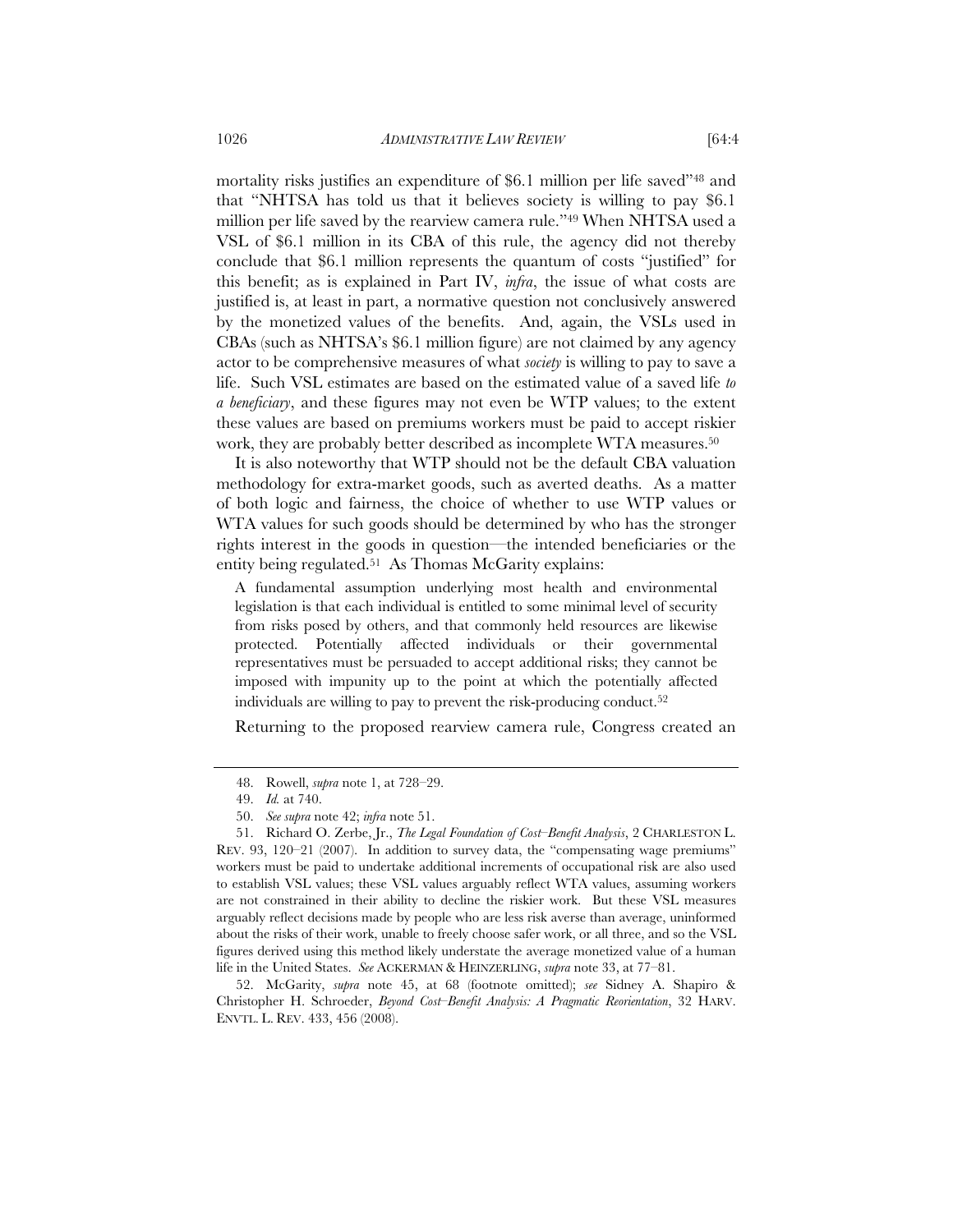mortality risks justifies an expenditure of $6.1 million per life saved"[48] and that "NHTSA has told us that it believes society is willing to pay $6.1 million per life saved by the rearview camera rule."[49] When NHTSA used a VSL of $6.1 million in its CBA of this rule, the agency did not thereby conclude that $6.1 million represents the quantum of costs "justified" for this benefit; as is explained in Part IV, *infra*, the issue of what costs are justified is, at least in part, a normative question not conclusively answered by the monetized values of the benefits. And, again, the VSLs used in CBAs (such as NHTSA's $6.1 million figure) are not claimed by any agency actor to be comprehensive measures of what *society* is willing to pay to save a life. Such VSL estimates are based on the estimated value of a saved life *to a beneficiary*, and these figures may not even be WTP values; to the extent these values are based on premiums workers must be paid to accept riskier work, they are probably better described as incomplete WTA measures.[50]

It is also noteworthy that WTP should not be the default CBA valuation methodology for extra-market goods, such as averted deaths. As a matter of both logic and fairness, the choice of whether to use WTP values or WTA values for such goods should be determined by who has the stronger rights interest in the goods in question—the intended beneficiaries or the entity being regulated.[51] As Thomas McGarity explains:

> A fundamental assumption underlying most health and environmental legislation is that each individual is entitled to some minimal level of security from risks posed by others, and that commonly held resources are likewise protected. Potentially affected individuals or their governmental representatives must be persuaded to accept additional risks; they cannot be imposed with impunity up to the point at which the potentially affected individuals are willing to pay to prevent the risk-producing conduct.[52]

Returning to the proposed rearview camera rule, Congress created an

---

48. Rowell, *supra* note 1, at 728–29.

49. *Id.* at 740.

50. *See supra* note 42; *infra* note 51.

51. Richard O. Zerbe, Jr., *The Legal Foundation of Cost–Benefit Analysis*, 2 CHARLESTON L. REV. 93, 120–21 (2007). In addition to survey data, the "compensating wage premiums" workers must be paid to undertake additional increments of occupational risk are also used to establish VSL values; these VSL values arguably reflect WTA values, assuming workers are not constrained in their ability to decline the riskier work. But these VSL measures arguably reflect decisions made by people who are less risk averse than average, uninformed about the risks of their work, unable to freely choose safer work, or all three, and so the VSL figures derived using this method likely understate the average monetized value of a human life in the United States. *See* ACKERMAN & HEINZERLING, *supra* note 33, at 77–81.

52. McGarity, *supra* note 45, at 68 (footnote omitted); *see* Sidney A. Shapiro & Christopher H. Schroeder, *Beyond Cost–Benefit Analysis: A Pragmatic Reorientation*, 32 HARV. ENVTL. L. REV. 433, 456 (2008).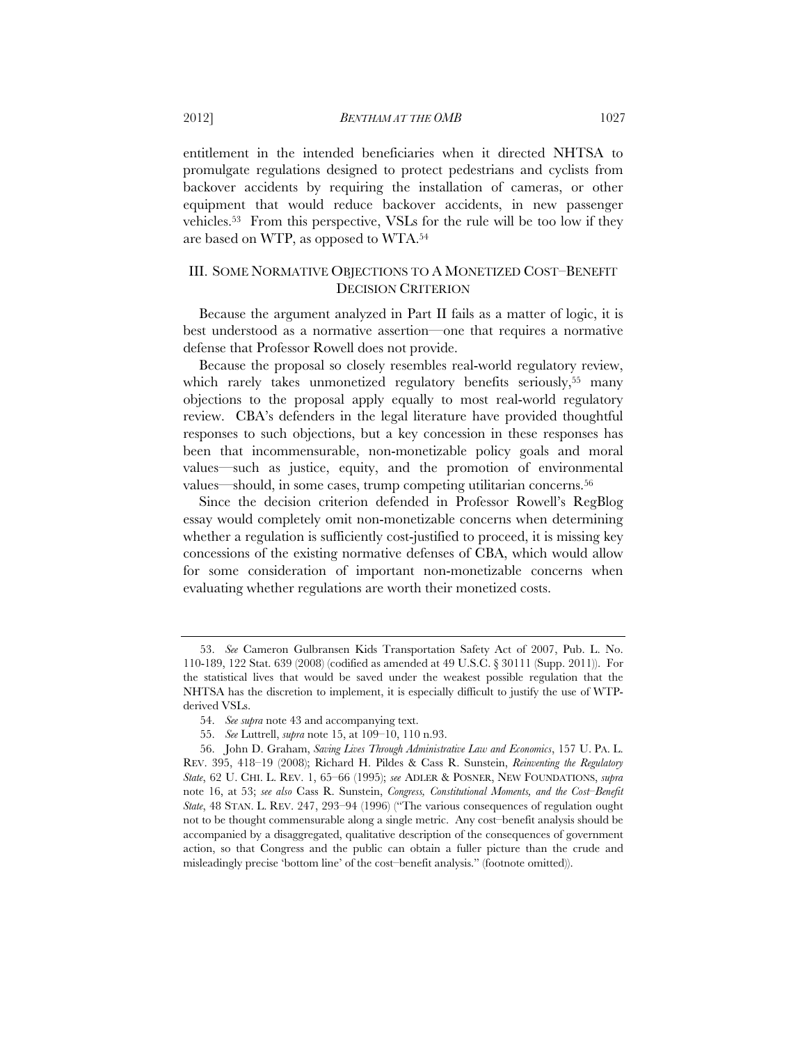entitlement in the intended beneficiaries when it directed NHTSA to promulgate regulations designed to protect pedestrians and cyclists from backover accidents by requiring the installation of cameras, or other equipment that would reduce backover accidents, in new passenger vehicles.[53] From this perspective, VSLs for the rule will be too low if they are based on WTP, as opposed to WTA.[54]

## III. SOME NORMATIVE OBJECTIONS TO A MONETIZED COST–BENEFIT DECISION CRITERION

Because the argument analyzed in Part II fails as a matter of logic, it is best understood as a normative assertion—one that requires a normative defense that Professor Rowell does not provide.

Because the proposal so closely resembles real-world regulatory review, which rarely takes unmonetized regulatory benefits seriously,[55] many objections to the proposal apply equally to most real-world regulatory review. CBA's defenders in the legal literature have provided thoughtful responses to such objections, but a key concession in these responses has been that incommensurable, non-monetizable policy goals and moral values—such as justice, equity, and the promotion of environmental values—should, in some cases, trump competing utilitarian concerns.[56]

Since the decision criterion defended in Professor Rowell's RegBlog essay would completely omit non-monetizable concerns when determining whether a regulation is sufficiently cost-justified to proceed, it is missing key concessions of the existing normative defenses of CBA, which would allow for some consideration of important non-monetizable concerns when evaluating whether regulations are worth their monetized costs.

---

53. *See* Cameron Gulbransen Kids Transportation Safety Act of 2007, Pub. L. No. 110-189, 122 Stat. 639 (2008) (codified as amended at 49 U.S.C. § 30111 (Supp. 2011)). For the statistical lives that would be saved under the weakest possible regulation that the NHTSA has the discretion to implement, it is especially difficult to justify the use of WTP-derived VSLs.

54. *See supra* note 43 and accompanying text.

55. *See* Luttrell, *supra* note 15, at 109–10, 110 n.93.

56. John D. Graham, *Saving Lives Through Administrative Law and Economics*, 157 U. PA. L. REV. 395, 418–19 (2008); Richard H. Pildes & Cass R. Sunstein, *Reinventing the Regulatory State*, 62 U. CHI. L. REV. 1, 65–66 (1995); *see* ADLER & POSNER, NEW FOUNDATIONS, *supra* note 16, at 53; *see also* Cass R. Sunstein, *Congress, Constitutional Moments, and the Cost–Benefit State*, 48 STAN. L. REV. 247, 293–94 (1996) ("The various consequences of regulation ought not to be thought commensurable along a single metric. Any cost–benefit analysis should be accompanied by a disaggregated, qualitative description of the consequences of government action, so that Congress and the public can obtain a fuller picture than the crude and misleadingly precise 'bottom line' of the cost–benefit analysis." (footnote omitted)).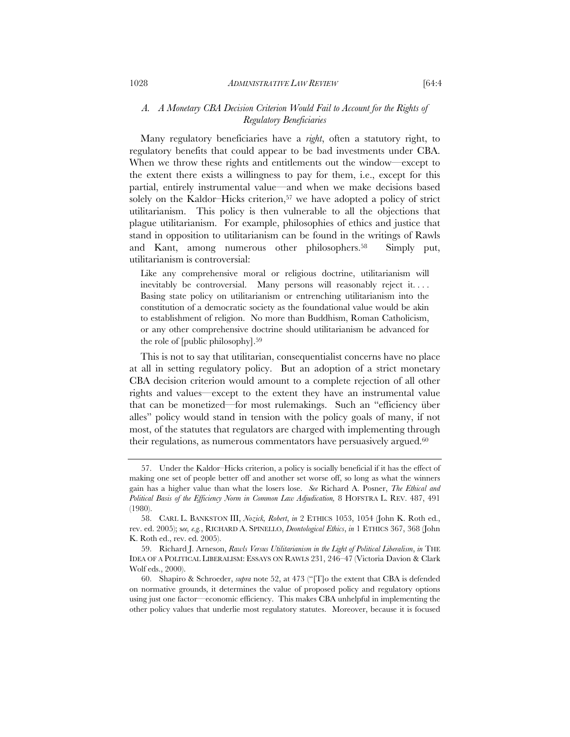### *A. A Monetary CBA Decision Criterion Would Fail to Account for the Rights of Regulatory Beneficiaries*

Many regulatory beneficiaries have a *right*, often a statutory right, to regulatory benefits that could appear to be bad investments under CBA. When we throw these rights and entitlements out the window—except to the extent there exists a willingness to pay for them, i.e., except for this partial, entirely instrumental value—and when we make decisions based solely on the Kaldor–Hicks criterion,[57] we have adopted a policy of strict utilitarianism. This policy is then vulnerable to all the objections that plague utilitarianism. For example, philosophies of ethics and justice that stand in opposition to utilitarianism can be found in the writings of Rawls and Kant, among numerous other philosophers.[58] Simply put, utilitarianism is controversial:

> Like any comprehensive moral or religious doctrine, utilitarianism will inevitably be controversial. Many persons will reasonably reject it. . . . Basing state policy on utilitarianism or entrenching utilitarianism into the constitution of a democratic society as the foundational value would be akin to establishment of religion. No more than Buddhism, Roman Catholicism, or any other comprehensive doctrine should utilitarianism be advanced for the role of [public philosophy].[59]

This is not to say that utilitarian, consequentialist concerns have no place at all in setting regulatory policy. But an adoption of a strict monetary CBA decision criterion would amount to a complete rejection of all other rights and values—except to the extent they have an instrumental value that can be monetized—for most rulemakings. Such an "efficiency über alles" policy would stand in tension with the policy goals of many, if not most, of the statutes that regulators are charged with implementing through their regulations, as numerous commentators have persuasively argued.[60]

---

57. Under the Kaldor–Hicks criterion, a policy is socially beneficial if it has the effect of making one set of people better off and another set worse off, so long as what the winners gain has a higher value than what the losers lose. *See* Richard A. Posner, *The Ethical and Political Basis of the Efficiency Norm in Common Law Adjudication,* 8 HOFSTRA L. REV. 487, 491 (1980).

58. CARL L. BANKSTON III, *Nozick, Robert*, *in* 2 ETHICS 1053, 1054 (John K. Roth ed., rev. ed. 2005); s*ee, e.g.*, RICHARD A. SPINELLO, *Deontological Ethics*, *in* 1 ETHICS 367, 368 (John K. Roth ed., rev. ed. 2005).

59. Richard J. Arneson, *Rawls Versus Utilitarianism in the Light of Political Liberalism*, *in* THE IDEA OF A POLITICAL LIBERALISM: ESSAYS ON RAWLS 231, 246–47 (Victoria Davion & Clark Wolf eds., 2000).

60. Shapiro & Schroeder, *supra* note 52, at 473 ("[T]o the extent that CBA is defended on normative grounds, it determines the value of proposed policy and regulatory options using just one factor—economic efficiency. This makes CBA unhelpful in implementing the other policy values that underlie most regulatory statutes. Moreover, because it is focused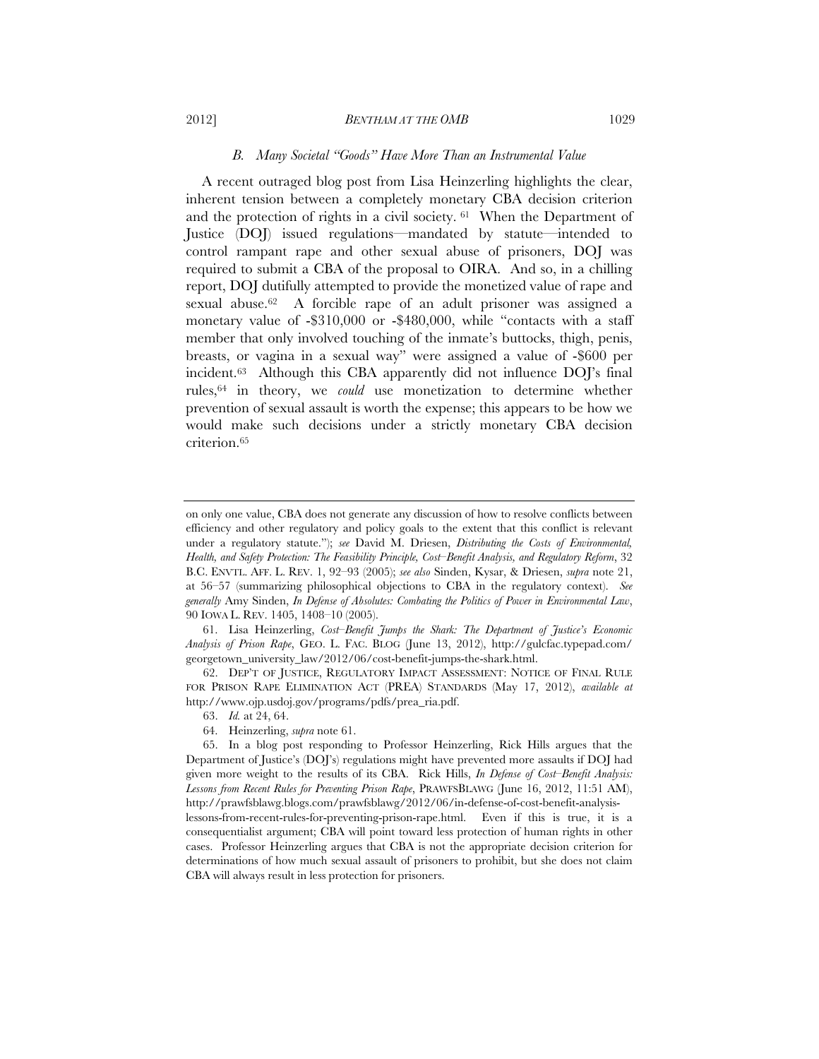### *B. Many Societal "Goods" Have More Than an Instrumental Value*

A recent outraged blog post from Lisa Heinzerling highlights the clear, inherent tension between a completely monetary CBA decision criterion and the protection of rights in a civil society.[61] When the Department of Justice (DOJ) issued regulations—mandated by statute—intended to control rampant rape and other sexual abuse of prisoners, DOJ was required to submit a CBA of the proposal to OIRA. And so, in a chilling report, DOJ dutifully attempted to provide the monetized value of rape and sexual abuse.[62] A forcible rape of an adult prisoner was assigned a monetary value of -$310,000 or -$480,000, while "contacts with a staff member that only involved touching of the inmate's buttocks, thigh, penis, breasts, or vagina in a sexual way" were assigned a value of -$600 per incident.[63] Although this CBA apparently did not influence DOJ's final rules,[64] in theory, we *could* use monetization to determine whether prevention of sexual assault is worth the expense; this appears to be how we would make such decisions under a strictly monetary CBA decision criterion.[65]

---

on only one value, CBA does not generate any discussion of how to resolve conflicts between efficiency and other regulatory and policy goals to the extent that this conflict is relevant under a regulatory statute."); *see* David M. Driesen, *Distributing the Costs of Environmental, Health, and Safety Protection: The Feasibility Principle, Cost–Benefit Analysis, and Regulatory Reform*, 32 B.C. ENVTL. AFF. L. REV. 1, 92–93 (2005); *see also* Sinden, Kysar, & Driesen, *supra* note 21, at 56–57 (summarizing philosophical objections to CBA in the regulatory context). *See generally* Amy Sinden, *In Defense of Absolutes: Combating the Politics of Power in Environmental Law*, 90 IOWA L. REV. 1405, 1408–10 (2005).

61. Lisa Heinzerling, *Cost–Benefit Jumps the Shark: The Department of Justice's Economic Analysis of Prison Rape*, GEO. L. FAC. BLOG (June 13, 2012), http://gulcfac.typepad.com/georgetown_university_law/2012/06/cost-benefit-jumps-the-shark.html.

62. DEP'T OF JUSTICE, REGULATORY IMPACT ASSESSMENT: NOTICE OF FINAL RULE FOR PRISON RAPE ELIMINATION ACT (PREA) STANDARDS (May 17, 2012), *available at* http://www.ojp.usdoj.gov/programs/pdfs/prea_ria.pdf.

63. *Id.* at 24, 64.

64. Heinzerling, *supra* note 61.

65. In a blog post responding to Professor Heinzerling, Rick Hills argues that the Department of Justice's (DOJ's) regulations might have prevented more assaults if DOJ had given more weight to the results of its CBA. Rick Hills, *In Defense of Cost–Benefit Analysis: Lessons from Recent Rules for Preventing Prison Rape*, PRAWFSBLAWG (June 16, 2012, 11:51 AM), http://prawfsblawg.blogs.com/prawfsblawg/2012/06/in-defense-of-cost-benefit-analysis-lessons-from-recent-rules-for-preventing-prison-rape.html. Even if this is true, it is a consequentialist argument; CBA will point toward less protection of human rights in other cases. Professor Heinzerling argues that CBA is not the appropriate decision criterion for determinations of how much sexual assault of prisoners to prohibit, but she does not claim CBA will always result in less protection for prisoners.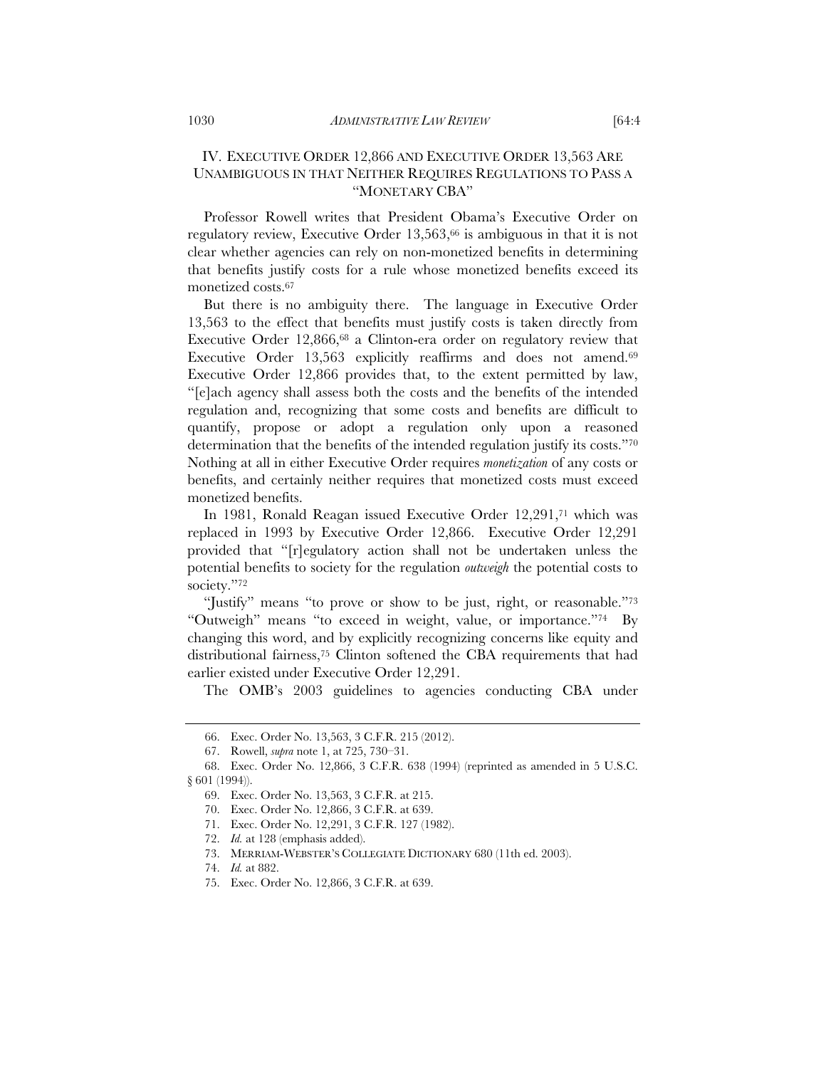## IV. EXECUTIVE ORDER 12,866 AND EXECUTIVE ORDER 13,563 ARE UNAMBIGUOUS IN THAT NEITHER REQUIRES REGULATIONS TO PASS A "MONETARY CBA"

Professor Rowell writes that President Obama's Executive Order on regulatory review, Executive Order 13,563,[66] is ambiguous in that it is not clear whether agencies can rely on non-monetized benefits in determining that benefits justify costs for a rule whose monetized benefits exceed its monetized costs.[67]

But there is no ambiguity there. The language in Executive Order 13,563 to the effect that benefits must justify costs is taken directly from Executive Order 12,866,[68] a Clinton-era order on regulatory review that Executive Order 13,563 explicitly reaffirms and does not amend.[69] Executive Order 12,866 provides that, to the extent permitted by law, "[e]ach agency shall assess both the costs and the benefits of the intended regulation and, recognizing that some costs and benefits are difficult to quantify, propose or adopt a regulation only upon a reasoned determination that the benefits of the intended regulation justify its costs."[70] Nothing at all in either Executive Order requires *monetization* of any costs or benefits, and certainly neither requires that monetized costs must exceed monetized benefits.

In 1981, Ronald Reagan issued Executive Order 12,291,[71] which was replaced in 1993 by Executive Order 12,866. Executive Order 12,291 provided that "[r]egulatory action shall not be undertaken unless the potential benefits to society for the regulation *outweigh* the potential costs to society."[72]

"Justify" means "to prove or show to be just, right, or reasonable."[73] "Outweigh" means "to exceed in weight, value, or importance."[74] By changing this word, and by explicitly recognizing concerns like equity and distributional fairness,[75] Clinton softened the CBA requirements that had earlier existed under Executive Order 12,291.

The OMB's 2003 guidelines to agencies conducting CBA under

---

66. Exec. Order No. 13,563, 3 C.F.R. 215 (2012).

67. Rowell, *supra* note 1, at 725, 730–31.

68. Exec. Order No. 12,866, 3 C.F.R. 638 (1994) (reprinted as amended in 5 U.S.C. § 601 (1994)).

69. Exec. Order No. 13,563, 3 C.F.R. at 215.

70. Exec. Order No. 12,866, 3 C.F.R. at 639.

71. Exec. Order No. 12,291, 3 C.F.R. 127 (1982).

72. *Id.* at 128 (emphasis added).

73. MERRIAM-WEBSTER'S COLLEGIATE DICTIONARY 680 (11th ed. 2003).

74. *Id.* at 882.

75. Exec. Order No. 12,866, 3 C.F.R. at 639.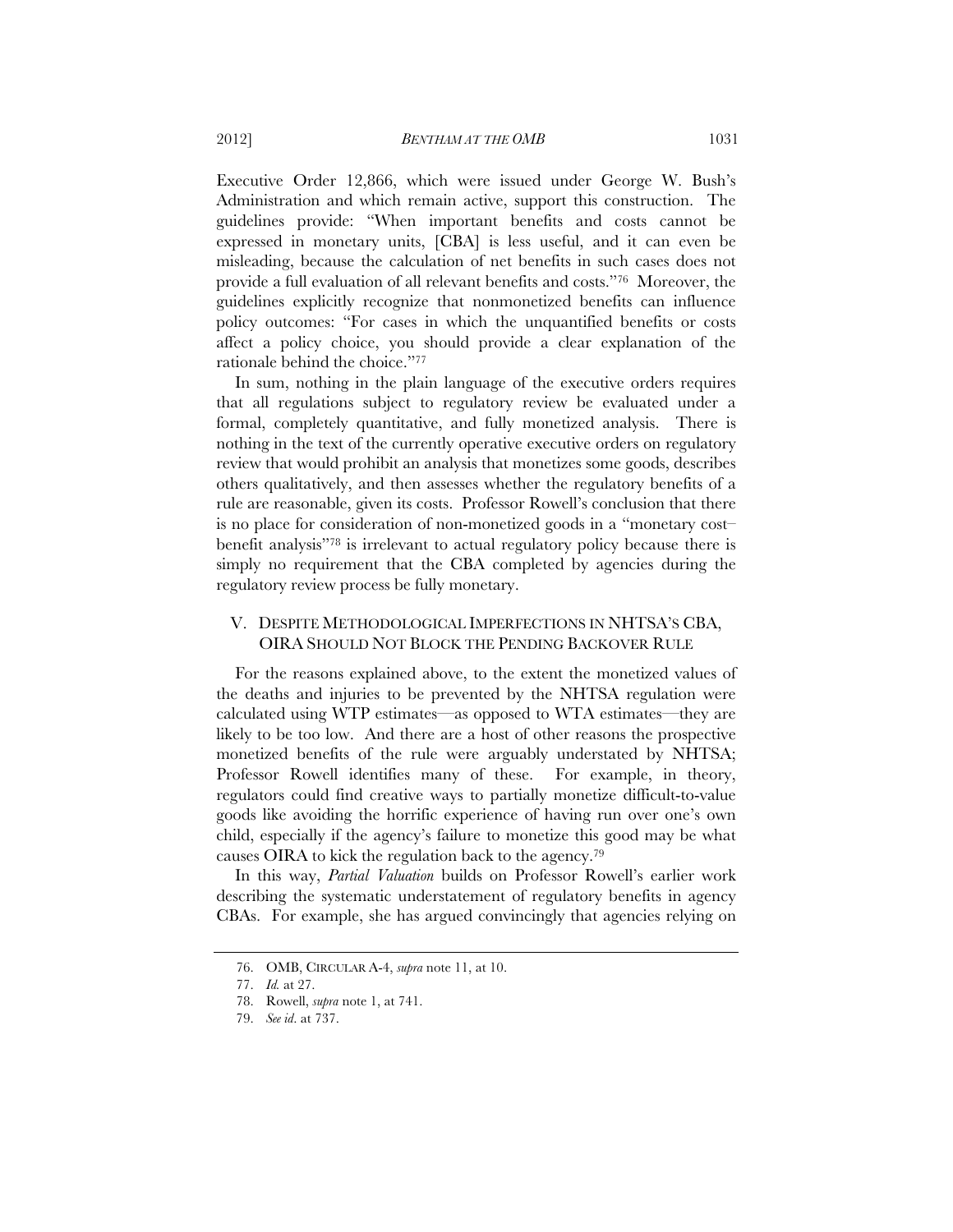Executive Order 12,866, which were issued under George W. Bush's Administration and which remain active, support this construction. The guidelines provide: "When important benefits and costs cannot be expressed in monetary units, [CBA] is less useful, and it can even be misleading, because the calculation of net benefits in such cases does not provide a full evaluation of all relevant benefits and costs."[76] Moreover, the guidelines explicitly recognize that nonmonetized benefits can influence policy outcomes: "For cases in which the unquantified benefits or costs affect a policy choice, you should provide a clear explanation of the rationale behind the choice."[77]

In sum, nothing in the plain language of the executive orders requires that all regulations subject to regulatory review be evaluated under a formal, completely quantitative, and fully monetized analysis. There is nothing in the text of the currently operative executive orders on regulatory review that would prohibit an analysis that monetizes some goods, describes others qualitatively, and then assesses whether the regulatory benefits of a rule are reasonable, given its costs. Professor Rowell's conclusion that there is no place for consideration of non-monetized goods in a "monetary cost–benefit analysis"[78] is irrelevant to actual regulatory policy because there is simply no requirement that the CBA completed by agencies during the regulatory review process be fully monetary.

## V. DESPITE METHODOLOGICAL IMPERFECTIONS IN NHTSA'S CBA, OIRA SHOULD NOT BLOCK THE PENDING BACKOVER RULE

For the reasons explained above, to the extent the monetized values of the deaths and injuries to be prevented by the NHTSA regulation were calculated using WTP estimates—as opposed to WTA estimates—they are likely to be too low. And there are a host of other reasons the prospective monetized benefits of the rule were arguably understated by NHTSA; Professor Rowell identifies many of these. For example, in theory, regulators could find creative ways to partially monetize difficult-to-value goods like avoiding the horrific experience of having run over one's own child, especially if the agency's failure to monetize this good may be what causes OIRA to kick the regulation back to the agency.[79]

In this way, *Partial Valuation* builds on Professor Rowell's earlier work describing the systematic understatement of regulatory benefits in agency CBAs. For example, she has argued convincingly that agencies relying on

---

76. OMB, CIRCULAR A-4, *supra* note 11, at 10.

77. *Id.* at 27.

78. Rowell, *supra* note 1, at 741.

79. *See id.* at 737.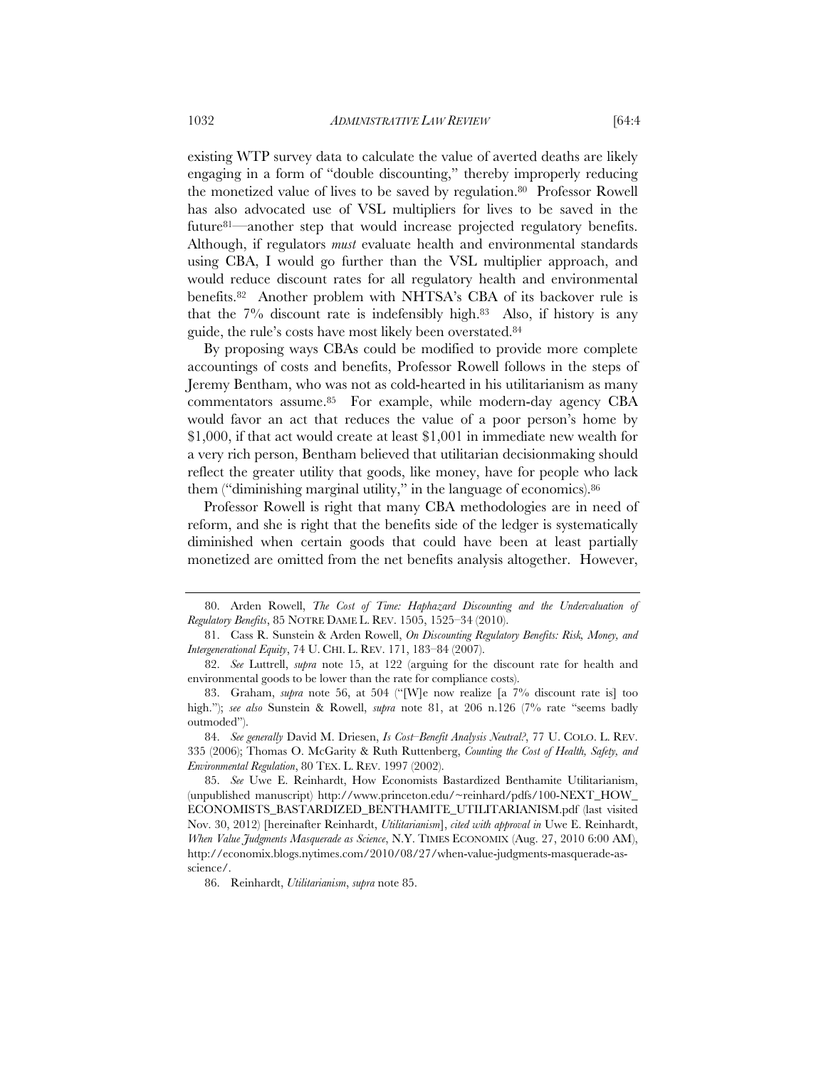existing WTP survey data to calculate the value of averted deaths are likely engaging in a form of "double discounting," thereby improperly reducing the monetized value of lives to be saved by regulation.[80] Professor Rowell has also advocated use of VSL multipliers for lives to be saved in the future[81]—another step that would increase projected regulatory benefits. Although, if regulators *must* evaluate health and environmental standards using CBA, I would go further than the VSL multiplier approach, and would reduce discount rates for all regulatory health and environmental benefits.[82] Another problem with NHTSA's CBA of its backover rule is that the 7% discount rate is indefensibly high.[83] Also, if history is any guide, the rule's costs have most likely been overstated.[84]

By proposing ways CBAs could be modified to provide more complete accountings of costs and benefits, Professor Rowell follows in the steps of Jeremy Bentham, who was not as cold-hearted in his utilitarianism as many commentators assume.[85] For example, while modern-day agency CBA would favor an act that reduces the value of a poor person's home by $1,000, if that act would create at least $1,001 in immediate new wealth for a very rich person, Bentham believed that utilitarian decisionmaking should reflect the greater utility that goods, like money, have for people who lack them ("diminishing marginal utility," in the language of economics).[86]

Professor Rowell is right that many CBA methodologies are in need of reform, and she is right that the benefits side of the ledger is systematically diminished when certain goods that could have been at least partially monetized are omitted from the net benefits analysis altogether. However,

---

80. Arden Rowell, *The Cost of Time: Haphazard Discounting and the Undervaluation of Regulatory Benefits*, 85 NOTRE DAME L. REV. 1505, 1525–34 (2010).

81. Cass R. Sunstein & Arden Rowell, *On Discounting Regulatory Benefits: Risk, Money, and Intergenerational Equity*, 74 U. CHI. L. REV. 171, 183–84 (2007).

82. *See* Luttrell, *supra* note 15, at 122 (arguing for the discount rate for health and environmental goods to be lower than the rate for compliance costs).

83. Graham, *supra* note 56, at 504 ("[W]e now realize [a 7% discount rate is] too high."); *see also* Sunstein & Rowell, *supra* note 81, at 206 n.126 (7% rate "seems badly outmoded").

84. *See generally* David M. Driesen, *Is Cost–Benefit Analysis Neutral?*, 77 U. COLO. L. REV. 335 (2006); Thomas O. McGarity & Ruth Ruttenberg, *Counting the Cost of Health, Safety, and Environmental Regulation*, 80 TEX. L. REV. 1997 (2002).

85. *See* Uwe E. Reinhardt, How Economists Bastardized Benthamite Utilitarianism, (unpublished manuscript) http://www.princeton.edu/~reinhard/pdfs/100-NEXT_HOW_ECONOMISTS_BASTARDIZED_BENTHAMITE_UTILITARIANISM.pdf (last visited Nov. 30, 2012) [hereinafter Reinhardt, *Utilitarianism*], *cited with approval in* Uwe E. Reinhardt, *When Value Judgments Masquerade as Science*, N.Y. TIMES ECONOMIX (Aug. 27, 2010 6:00 AM), http://economix.blogs.nytimes.com/2010/08/27/when-value-judgments-masquerade-as-science/.

86. Reinhardt, *Utilitarianism*, *supra* note 85.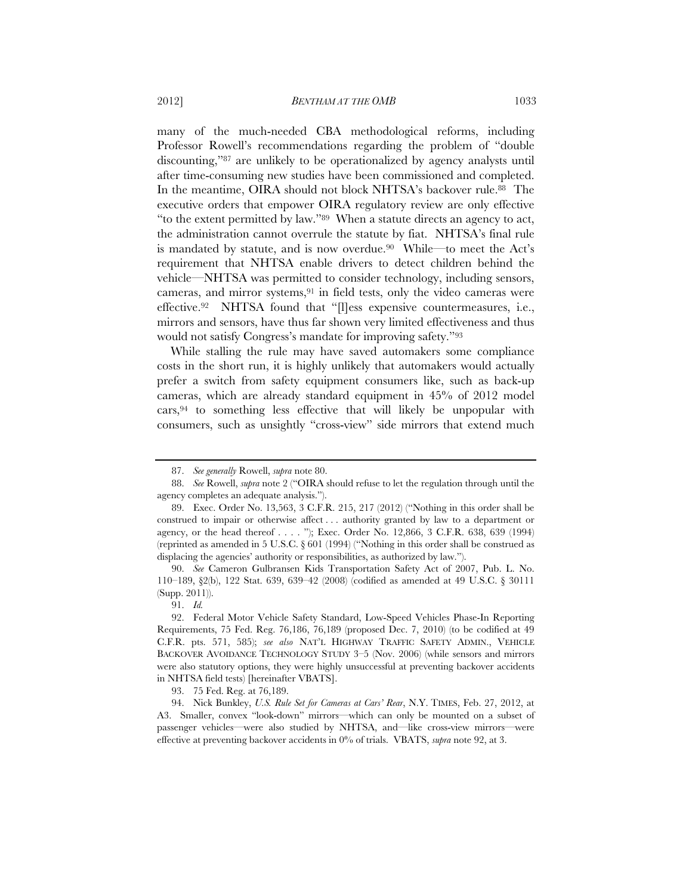many of the much-needed CBA methodological reforms, including Professor Rowell's recommendations regarding the problem of "double discounting,"[87] are unlikely to be operationalized by agency analysts until after time-consuming new studies have been commissioned and completed. In the meantime, OIRA should not block NHTSA's backover rule.[88] The executive orders that empower OIRA regulatory review are only effective "to the extent permitted by law."[89] When a statute directs an agency to act, the administration cannot overrule the statute by fiat. NHTSA's final rule is mandated by statute, and is now overdue.[90] While—to meet the Act's requirement that NHTSA enable drivers to detect children behind the vehicle—NHTSA was permitted to consider technology, including sensors, cameras, and mirror systems,[91] in field tests, only the video cameras were effective.[92] NHTSA found that "[l]ess expensive countermeasures, i.e., mirrors and sensors, have thus far shown very limited effectiveness and thus would not satisfy Congress's mandate for improving safety."[93]

While stalling the rule may have saved automakers some compliance costs in the short run, it is highly unlikely that automakers would actually prefer a switch from safety equipment consumers like, such as back-up cameras, which are already standard equipment in 45% of 2012 model cars,[94] to something less effective that will likely be unpopular with consumers, such as unsightly "cross-view" side mirrors that extend much

---

87. *See generally* Rowell, *supra* note 80.

88. *See* Rowell, *supra* note 2 ("OIRA should refuse to let the regulation through until the agency completes an adequate analysis.").

89. Exec. Order No. 13,563, 3 C.F.R. 215, 217 (2012) ("Nothing in this order shall be construed to impair or otherwise affect . . . authority granted by law to a department or agency, or the head thereof . . . . "); Exec. Order No. 12,866, 3 C.F.R. 638, 639 (1994) (reprinted as amended in 5 U.S.C. § 601 (1994) ("Nothing in this order shall be construed as displacing the agencies' authority or responsibilities, as authorized by law.").

90. *See* Cameron Gulbransen Kids Transportation Safety Act of 2007, Pub. L. No. 110–189, §2(b), 122 Stat. 639, 639–42 (2008) (codified as amended at 49 U.S.C. § 30111 (Supp. 2011)).

91. *Id.*

92. Federal Motor Vehicle Safety Standard, Low-Speed Vehicles Phase-In Reporting Requirements, 75 Fed. Reg. 76,186, 76,189 (proposed Dec. 7, 2010) (to be codified at 49 C.F.R. pts. 571, 585); *see also* NAT'L HIGHWAY TRAFFIC SAFETY ADMIN., VEHICLE BACKOVER AVOIDANCE TECHNOLOGY STUDY 3–5 (Nov. 2006) (while sensors and mirrors were also statutory options, they were highly unsuccessful at preventing backover accidents in NHTSA field tests) [hereinafter VBATS].

93. 75 Fed. Reg. at 76,189.

94. Nick Bunkley, *U.S. Rule Set for Cameras at Cars' Rear*, N.Y. TIMES, Feb. 27, 2012, at A3. Smaller, convex "look-down" mirrors—which can only be mounted on a subset of passenger vehicles—were also studied by NHTSA, and—like cross-view mirrors—were effective at preventing backover accidents in 0% of trials. VBATS, *supra* note 92, at 3.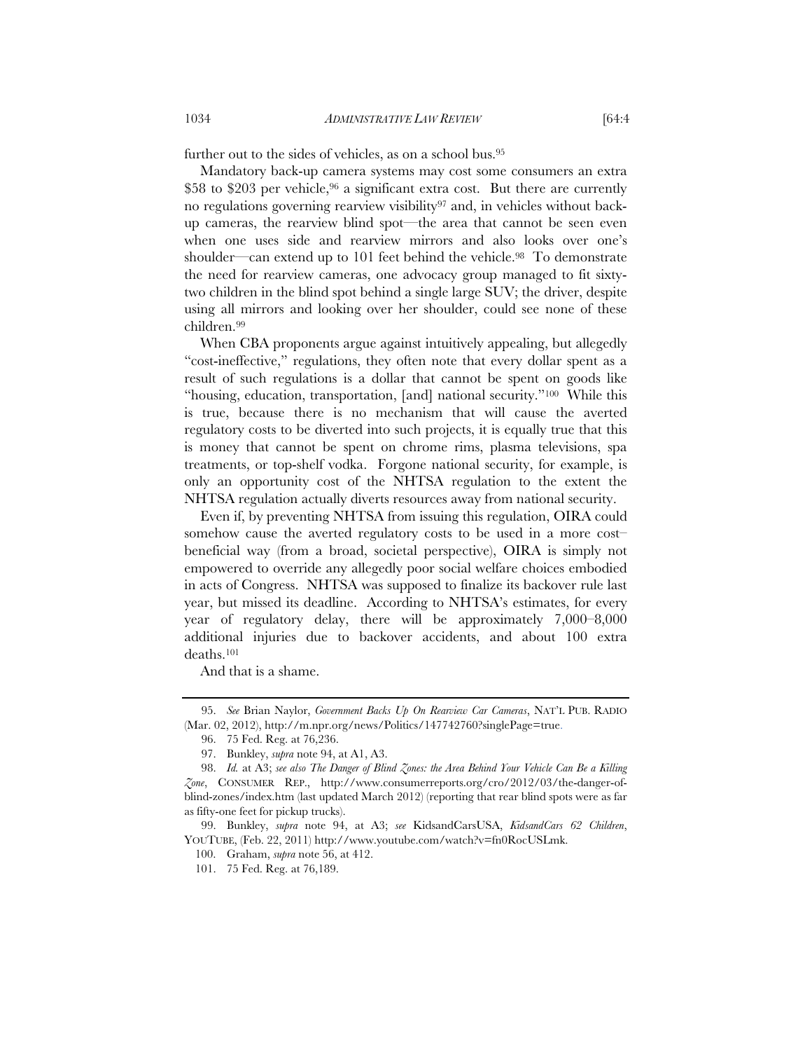further out to the sides of vehicles, as on a school bus.[95]

Mandatory back-up camera systems may cost some consumers an extra $58 to $203 per vehicle,[96] a significant extra cost. But there are currently no regulations governing rearview visibility[97] and, in vehicles without back-up cameras, the rearview blind spot—the area that cannot be seen even when one uses side and rearview mirrors and also looks over one's shoulder—can extend up to 101 feet behind the vehicle.[98] To demonstrate the need for rearview cameras, one advocacy group managed to fit sixty-two children in the blind spot behind a single large SUV; the driver, despite using all mirrors and looking over her shoulder, could see none of these children.[99]

When CBA proponents argue against intuitively appealing, but allegedly "cost-ineffective," regulations, they often note that every dollar spent as a result of such regulations is a dollar that cannot be spent on goods like "housing, education, transportation, [and] national security."[100] While this is true, because there is no mechanism that will cause the averted regulatory costs to be diverted into such projects, it is equally true that this is money that cannot be spent on chrome rims, plasma televisions, spa treatments, or top-shelf vodka. Forgone national security, for example, is only an opportunity cost of the NHTSA regulation to the extent the NHTSA regulation actually diverts resources away from national security.

Even if, by preventing NHTSA from issuing this regulation, OIRA could somehow cause the averted regulatory costs to be used in a more cost–beneficial way (from a broad, societal perspective), OIRA is simply not empowered to override any allegedly poor social welfare choices embodied in acts of Congress. NHTSA was supposed to finalize its backover rule last year, but missed its deadline. According to NHTSA's estimates, for every year of regulatory delay, there will be approximately 7,000–8,000 additional injuries due to backover accidents, and about 100 extra deaths.[101]

And that is a shame.

---

95. *See* Brian Naylor, *Government Backs Up On Rearview Car Cameras*, NAT'L PUB. RADIO (Mar. 02, 2012), http://m.npr.org/news/Politics/147742760?singlePage=true.

96. 75 Fed. Reg. at 76,236.

97. Bunkley, *supra* note 94, at A1, A3.

98. *Id.* at A3; *see also The Danger of Blind Zones: the Area Behind Your Vehicle Can Be a Killing Zone*, CONSUMER REP., http://www.consumerreports.org/cro/2012/03/the-danger-of-blind-zones/index.htm (last updated March 2012) (reporting that rear blind spots were as far as fifty-one feet for pickup trucks).

99. Bunkley, *supra* note 94, at A3; *see* KidsandCarsUSA, *KidsandCars 62 Children*, YOUTUBE, (Feb. 22, 2011) http://www.youtube.com/watch?v=fn0RocUSLmk.

100. Graham, *supra* note 56, at 412.

101. 75 Fed. Reg. at 76,189.